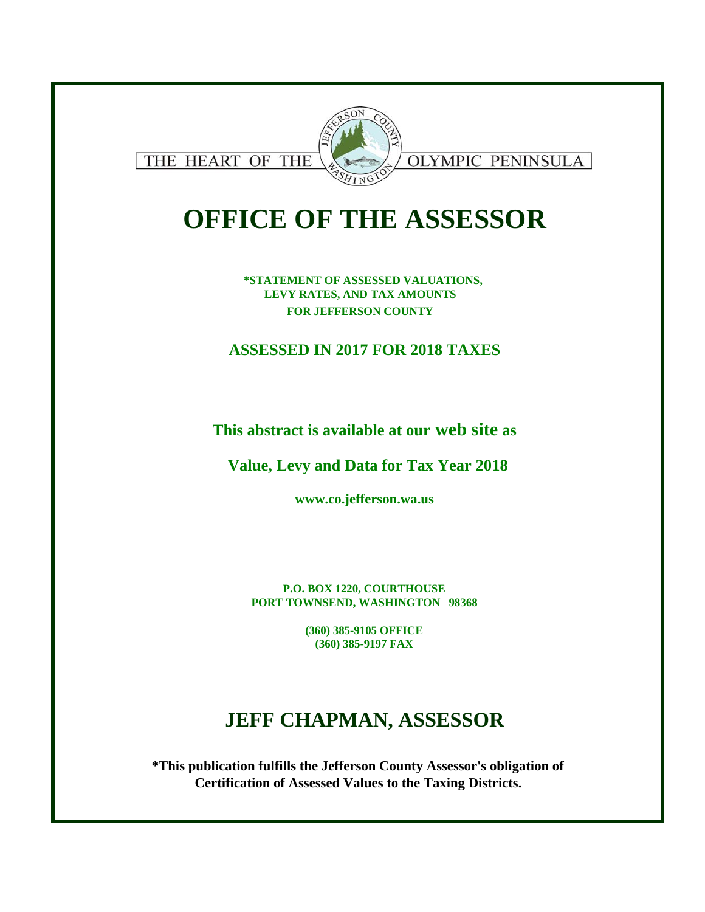THE HEART OF THE OLYMPIC PENINSULA

# OFFICE OF THE ASSESSOR

**\*STATEMENT OF ASSESSED VALUATIONS,**
**LEVY RATES, AND TAX AMOUNTS**
**FOR JEFFERSON COUNTY**

## ASSESSED IN 2017 FOR 2018 TAXES

**This abstract is available at our web site as**

**Value, Levy and Data for Tax Year 2018**

**www.co.jefferson.wa.us**

**P.O. BOX 1220, COURTHOUSE**
**PORT TOWNSEND, WASHINGTON 98368**

**(360) 385-9105 OFFICE**
**(360) 385-9197 FAX**

## JEFF CHAPMAN, ASSESSOR

**\*This publication fulfills the Jefferson County Assessor's obligation of Certification of Assessed Values to the Taxing Districts.**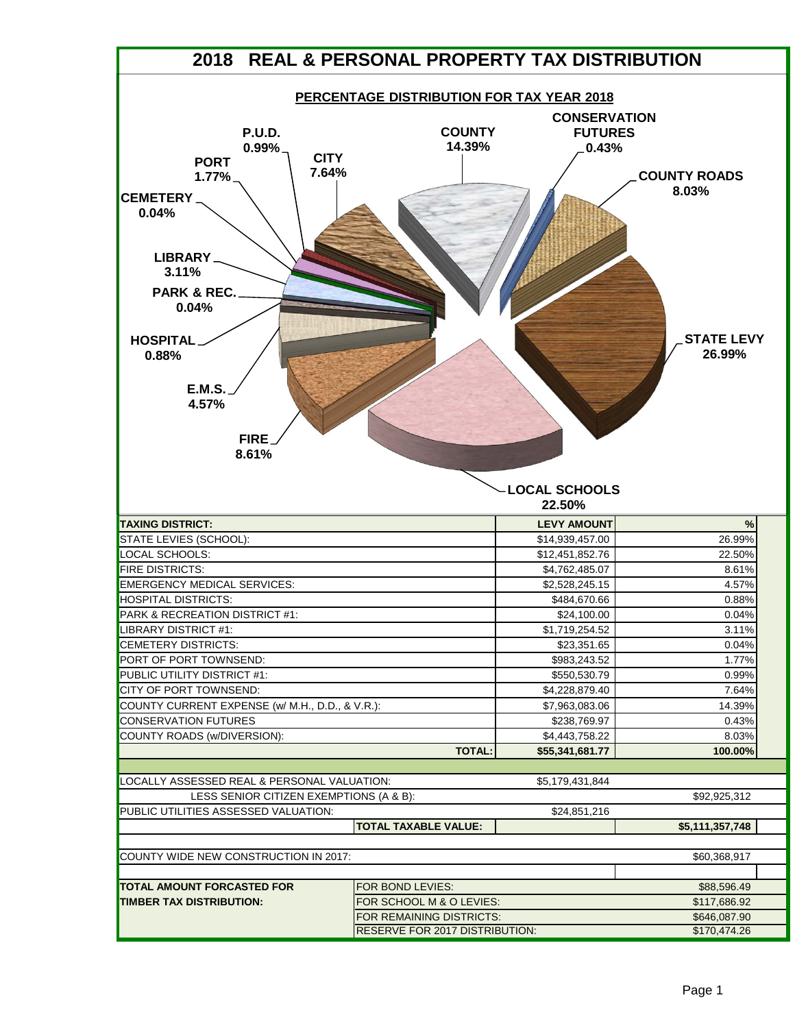# 2018 REAL & PERSONAL PROPERTY TAX DISTRIBUTION

## PERCENTAGE DISTRIBUTION FOR TAX YEAR 2018

P.U.D. 0.99%
PORT 1.77%
CITY 7.64%
COUNTY 14.39%
CONSERVATION FUTURES 0.43%
COUNTY ROADS 8.03%
CEMETERY 0.04%
LIBRARY 3.11%
PARK & REC. 0.04%
HOSPITAL 0.88%
STATE LEVY 26.99%
E.M.S. 4.57%
FIRE 8.61%
LOCAL SCHOOLS 22.50%

| TAXING DISTRICT: | LEVY AMOUNT | % |
|---|---|---|
| STATE LEVIES (SCHOOL): | $14,939,457.00 | 26.99% |
| LOCAL SCHOOLS: | $12,451,852.76 | 22.50% |
| FIRE DISTRICTS: | $4,762,485.07 | 8.61% |
| EMERGENCY MEDICAL SERVICES: | $2,528,245.15 | 4.57% |
| HOSPITAL DISTRICTS: | $484,670.66 | 0.88% |
| PARK & RECREATION DISTRICT #1: | $24,100.00 | 0.04% |
| LIBRARY DISTRICT #1: | $1,719,254.52 | 3.11% |
| CEMETERY DISTRICTS: | $23,351.65 | 0.04% |
| PORT OF PORT TOWNSEND: | $983,243.52 | 1.77% |
| PUBLIC UTILITY DISTRICT #1: | $550,530.79 | 0.99% |
| CITY OF PORT TOWNSEND: | $4,228,879.40 | 7.64% |
| COUNTY CURRENT EXPENSE (w/ M.H., D.D., & V.R.): | $7,963,083.06 | 14.39% |
| CONSERVATION FUTURES | $238,769.97 | 0.43% |
| COUNTY ROADS (w/DIVERSION): | $4,443,758.22 | 8.03% |
| **TOTAL:** | **$55,341,681.77** | **100.00%** |

| | | |
|---|---|---|
| LOCALLY ASSESSED REAL & PERSONAL VALUATION: | $5,179,431,844 | |
| LESS SENIOR CITIZEN EXEMPTIONS (A & B): | | $92,925,312 |
| PUBLIC UTILITIES ASSESSED VALUATION: | $24,851,216 | |
| **TOTAL TAXABLE VALUE:** | | **$5,111,357,748** |
| COUNTY WIDE NEW CONSTRUCTION IN 2017: | | $60,368,917 |

| | | |
|---|---|---|
| **TOTAL AMOUNT FORCASTED FOR TIMBER TAX DISTRIBUTION:** | FOR BOND LEVIES: | $88,596.49 |
| | FOR SCHOOL M & O LEVIES: | $117,686.92 |
| | FOR REMAINING DISTRICTS: | $646,087.90 |
| | RESERVE FOR 2017 DISTRIBUTION: | $170,474.26 |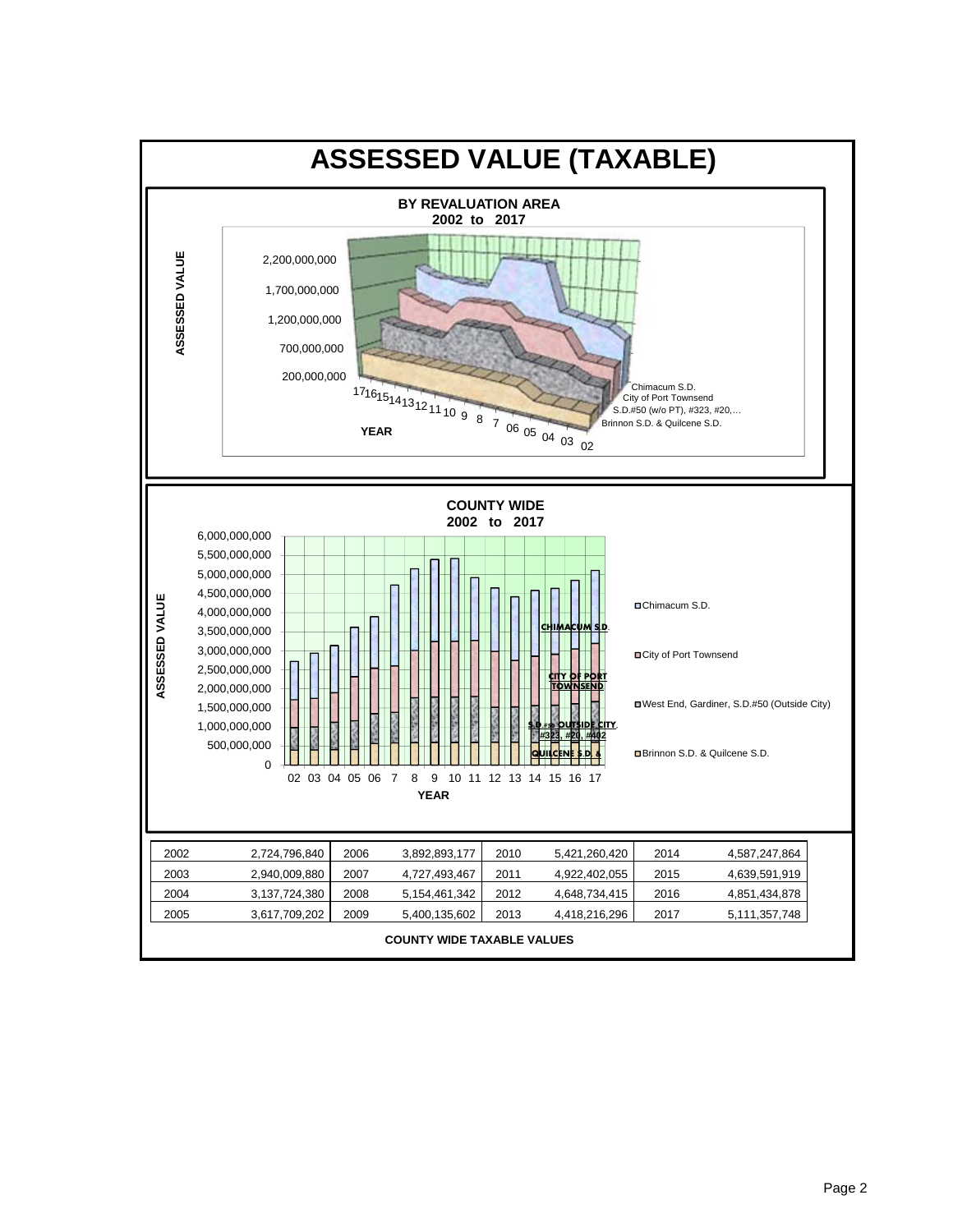# ASSESSED VALUE (TAXABLE)

BY REVALUATION AREA
2002 to 2017

ASSESSED VALUE

2,200,000,000
1,700,000,000
1,200,000,000
700,000,000
200,000,000

17 16 15 14 13 12 11 10 9 8 7 06 05 04 03 02

YEAR

Chimacum S.D.
City of Port Townsend
S.D.#50 (w/o PT), #323, #20,…
Brinnon S.D. & Quilcene S.D.

COUNTY WIDE
2002 to 2017

ASSESSED VALUE

6,000,000,000
5,500,000,000
5,000,000,000
4,500,000,000
4,000,000,000
3,500,000,000
3,000,000,000
2,500,000,000
2,000,000,000
1,500,000,000
1,000,000,000
500,000,000
0

02 03 04 05 06 7 8 9 10 11 12 13 14 15 16 17

YEAR

CHIMACUM S.D.
CITY OF PORT TOWNSEND
S.D.#50 OUTSIDE CITY, #323, #20, #402
QUILCENE S.D. &

Chimacum S.D.
City of Port Townsend
West End, Gardiner, S.D.#50 (Outside City)
Brinnon S.D. & Quilcene S.D.

| | | | | | | | |
|---|---|---|---|---|---|---|---|
| 2002 | 2,724,796,840 | 2006 | 3,892,893,177 | 2010 | 5,421,260,420 | 2014 | 4,587,247,864 |
| 2003 | 2,940,009,880 | 2007 | 4,727,493,467 | 2011 | 4,922,402,055 | 2015 | 4,639,591,919 |
| 2004 | 3,137,724,380 | 2008 | 5,154,461,342 | 2012 | 4,648,734,415 | 2016 | 4,851,434,878 |
| 2005 | 3,617,709,202 | 2009 | 5,400,135,602 | 2013 | 4,418,216,296 | 2017 | 5,111,357,748 |

COUNTY WIDE TAXABLE VALUES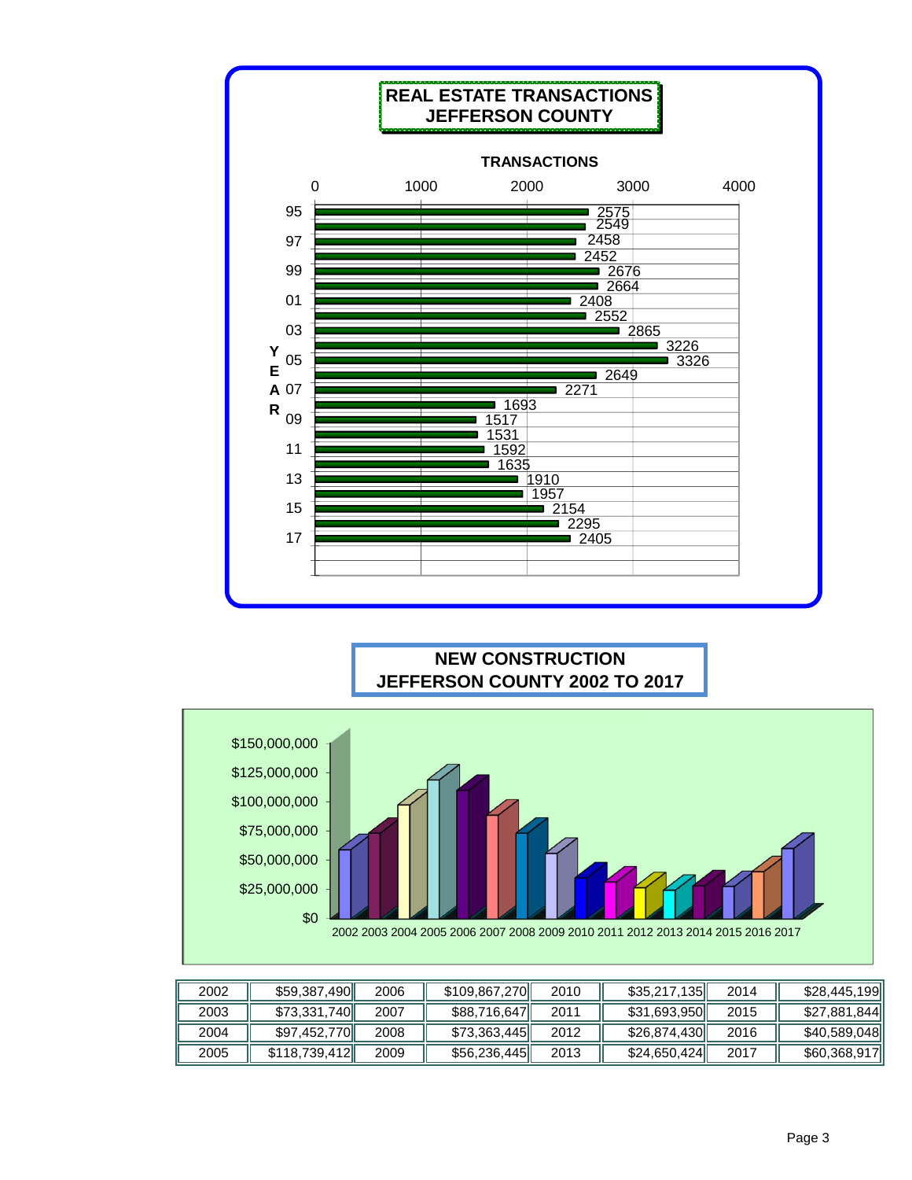**REAL ESTATE TRANSACTIONS**
**JEFFERSON COUNTY**

TRANSACTIONS

0 1000 2000 3000 4000

YEAR

95 2575
2549
97 2458
2452
99 2676
2664
01 2408
2552
03 2865
3226
05 3326
2649
07 2271
1693
09 1517
1531
11 1592
1635
13 1910
1957
15 2154
2295
17 2405

**NEW CONSTRUCTION**
**JEFFERSON COUNTY 2002 TO 2017**

$150,000,000
$125,000,000
$100,000,000
$75,000,000
$50,000,000
$25,000,000
$0

2002 2003 2004 2005 2006 2007 2008 2009 2010 2011 2012 2013 2014 2015 2016 2017

| | | | | | | | |
|---|---|---|---|---|---|---|---|
| 2002 | $59,387,490 | 2006 | $109,867,270 | 2010 | $35,217,135 | 2014 | $28,445,199 |
| 2003 | $73,331,740 | 2007 | $88,716,647 | 2011 | $31,693,950 | 2015 | $27,881,844 |
| 2004 | $97,452,770 | 2008 | $73,363,445 | 2012 | $26,874,430 | 2016 | $40,589,048 |
| 2005 | $118,739,412 | 2009 | $56,236,445 | 2013 | $24,650,424 | 2017 | $60,368,917 |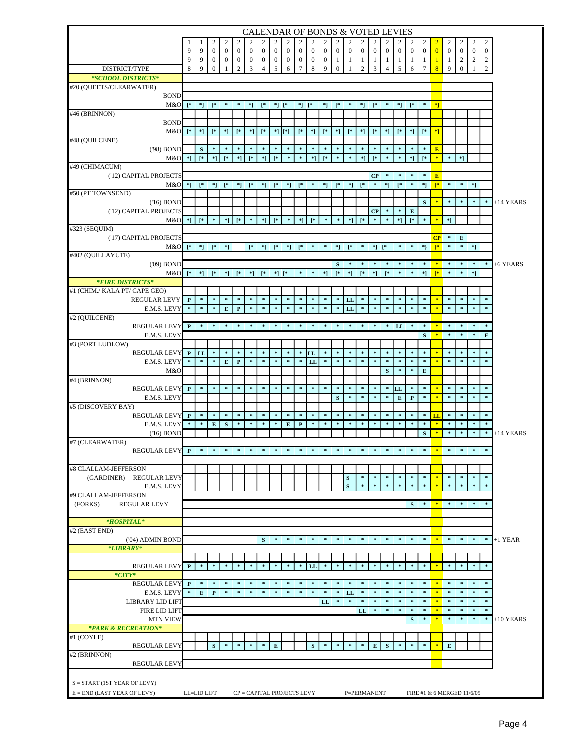# CALENDAR OF BONDS & VOTED LEVIES

| DISTRICT/TYPE | 1998 | 1999 | 2000 | 2001 | 2002 | 2003 | 2004 | 2005 | 2006 | 2007 | 2008 | 2009 | 2010 | 2011 | 2012 | 2013 | 2014 | 2015 | 2016 | 2017 | 2018 | 2019 | 2020 | 2021 | 2022 | |
|---|---|---|---|---|---|---|---|---|---|---|---|---|---|---|---|---|---|---|---|---|---|---|---|---|---|---|
| ***SCHOOL DISTRICTS*** | | | | | | | | | | | | | | | | | | | | | | | | | | |
| #20 (QUEETS/CLEARWATER) | | | | | | | | | | | | | | | | | | | | | | | | | | |
| BOND | | | | | | | | | | | | | | | | | | | | | | | | | | |
| M&O | [* | *] | [* | * | * | *] | [* | *] | [* | *] | [* | *] | [* | * | *] | [* | * | *] | [* | * | *] | | | | | |
| #46 (BRINNON) | | | | | | | | | | | | | | | | | | | | | | | | | | |
| BOND | | | | | | | | | | | | | | | | | | | | | | | | | | |
| M&O | [* | *] | [* | *] | [* | *] | [* | *] | [*] | [* | *] | [* | *] | [* | *] | [* | *] | [* | *] | [* | *] | | | | | |
| #48 (QUILCENE) | | | | | | | | | | | | | | | | | | | | | | | | | | |
| ('98) BOND | | S | * | * | * | * | * | * | * | * | * | * | * | * | * | * | * | * | * | * | E | | | | | |
| M&O | *] | [* | *] | [* | *] | [* | *] | [* | * | * | *] | [* | * | * | *] | [* | * | * | *] | [* | * | * | *] | | | |
| #49 (CHIMACUM) | | | | | | | | | | | | | | | | | | | | | | | | | | |
| ('12) CAPITAL PROJECTS | | | | | | | | | | | | | | | | CP | * | * | * | * | E | | | | | |
| M&O | *] | [* | *] | [* | *] | [* | *] | [* | *] | [* | * | *] | [* | *] | [* | * | *] | [* | * | *] | [* | * | * | *] | | |
| #50 (PT TOWNSEND) | | | | | | | | | | | | | | | | | | | | | | | | | | |
| ('16) BOND | | | | | | | | | | | | | | | | | | | | S | * | * | * | * | * | +14 YEARS |
| ('12) CAPITAL PROJECTS | | | | | | | | | | | | | | | | CP | * | * | E | | | | | | | |
| M&O | *] | [* | * | *] | [* | * | *] | [* | * | *] | [* | * | * | *] | [* | * | * | *] | [* | * | * | *] | | | | |
| #323 (SEQUIM) | | | | | | | | | | | | | | | | | | | | | | | | | | |
| ('17) CAPITAL PROJECTS | | | | | | | | | | | | | | | | | | | | | CP | * | E | | | |
| M&O | [* | *] | [* | *] | | [* | *] | [* | *] | [* | * | * | *] | [* | * | *] | [* | * | * | *} | [* | * | * | *] | | |
| #402 (QUILLAYUTE) | | | | | | | | | | | | | | | | | | | | | | | | | | |
| ('09) BOND | | | | | | | | | | | | | S | * | * | * | * | * | * | * | * | * | * | * | * | +6 YEARS |
| M&O | [* | *] | [* | *] | [* | *] | [* | *] | [* | * | * | *] | [* | *] | [* | *] | [* | * | * | *] | [* | * | * | *] | | |
| ***FIRE DISTRICTS*** | | | | | | | | | | | | | | | | | | | | | | | | | | |
| #1 (CHIM./ KALA PT/ CAPE GEO) | | | | | | | | | | | | | | | | | | | | | | | | | | |
| REGULAR LEVY | P | * | * | * | * | * | * | * | * | * | * | * | * | LL | * | * | * | * | * | * | * | * | * | * | * | |
| E.M.S. LEVY | * | * | * | E | P | * | * | * | * | * | * | * | * | LL | * | * | * | * | * | * | * | * | * | * | * | |
| #2 (QUILCENE) | | | | | | | | | | | | | | | | | | | | | | | | | | |
| REGULAR LEVY | P | * | * | * | * | * | * | * | * | * | * | * | * | * | * | * | * | LL | * | * | * | * | * | * | * | |
| E.M.S. LEVY | | | | | | | | | | | | | | | | | | | | S | * | * | * | * | E | |
| #3 (PORT LUDLOW) | | | | | | | | | | | | | | | | | | | | | | | | | | |
| REGULAR LEVY | P | LL | * | * | * | * | * | * | * | * | LL | * | * | * | * | * | * | * | * | * | * | * | * | * | * | |
| E.M.S. LEVY | * | * | * | E | P | * | * | * | * | * | LL | * | * | * | * | * | * | * | * | * | * | * | * | * | * | |
| M&O | | | | | | | | | | | | | | | | | S | * | * | E | | | | | | |
| #4 (BRINNON) | | | | | | | | | | | | | | | | | | | | | | | | | | |
| REGULAR LEVY | P | * | * | * | * | * | * | * | * | * | * | * | * | * | * | * | * | LL | * | * | * | * | * | * | * | |
| E.M.S. LEVY | | | | | | | | | | | | | S | * | * | * | * | E | P | * | * | * | * | * | * | |
| #5 (DISCOVERY BAY) | | | | | | | | | | | | | | | | | | | | | | | | | | |
| REGULAR LEVY | P | * | * | * | * | * | * | * | * | * | * | * | * | * | * | * | * | * | * | * | LL | * | * | * | * | |
| E.M.S. LEVY | * | * | E | S | * | * | * | * | E | P | * | * | * | * | * | * | * | * | * | * | * | * | * | * | * | |
| ('16) BOND | | | | | | | | | | | | | | | | | | | | S | * | * | * | * | * | +14 YEARS |
| #7 (CLEARWATER) | | | | | | | | | | | | | | | | | | | | | | | | | | |
| REGULAR LEVY | P | * | * | * | * | * | * | * | * | * | * | * | * | * | * | * | * | * | * | * | * | * | * | * | * | |
| #8 CLALLAM-JEFFERSON | | | | | | | | | | | | | | | | | | | | | | | | | | |
| (GARDINER) REGULAR LEVY | | | | | | | | | | | | | | S | * | * | * | * | * | * | * | * | * | * | * | |
| E.M.S. LEVY | | | | | | | | | | | | | | S | * | * | * | * | * | * | * | * | * | * | * | |
| #9 CLALLAM-JEFFERSON | | | | | | | | | | | | | | | | | | | | | | | | | | |
| (FORKS) REGULAR LEVY | | | | | | | | | | | | | | | | | | | S | * | * | * | * | * | * | |
| ***HOSPITAL*** | | | | | | | | | | | | | | | | | | | | | | | | | | |
| #2 (EAST END) | | | | | | | | | | | | | | | | | | | | | | | | | | |
| ('04) ADMIN BOND | | | | | | | S | * | * | * | * | * | * | * | * | * | * | * | * | * | * | * | * | * | * | +1 YEAR |
| ***LIBRARY*** | | | | | | | | | | | | | | | | | | | | | | | | | | |
| REGULAR LEVY | P | * | * | * | * | * | * | * | * | * | LL | * | * | * | * | * | * | * | * | * | * | * | * | * | * | |
| ***CITY*** | | | | | | | | | | | | | | | | | | | | | | | | | | |
| REGULAR LEVY | P | * | * | * | * | * | * | * | * | * | * | * | * | * | * | * | * | * | * | * | * | * | * | * | * | |
| E.M.S. LEVY | * | E | P | * | * | * | * | * | * | * | * | * | * | LL | * | * | * | * | * | * | * | * | * | * | * | |
| LIBRARY LID LIFT | | | | | | | | | | | | LL | * | * | * | * | * | * | * | * | * | * | * | * | * | |
| FIRE LID LIFT | | | | | | | | | | | | | | | LL | * | * | * | * | * | * | * | * | * | * | |
| MTN VIEW | | | | | | | | | | | | | | | | | | | S | * | * | * | * | * | * | +10 YEARS |
| ***PARK & RECREATION*** | | | | | | | | | | | | | | | | | | | | | | | | | | |
| #1 (COYLE) | | | | | | | | | | | | | | | | | | | | | | | | | | |
| REGULAR LEVY | | | S | * | * | * | * | E | | | S | * | * | * | * | E | S | * | * | * | * | E | | | | |
| #2 (BRINNON) | | | | | | | | | | | | | | | | | | | | | | | | | | |
| REGULAR LEVY | | | | | | | | | | | | | | | | | | | | | | | | | | |

S = START (1ST YEAR OF LEVY)

E = END (LAST YEAR OF LEVY) LL=LID LIFT CP = CAPITAL PROJECTS LEVY P=PERMANENT FIRE #1 & 6 MERGED 11/6/05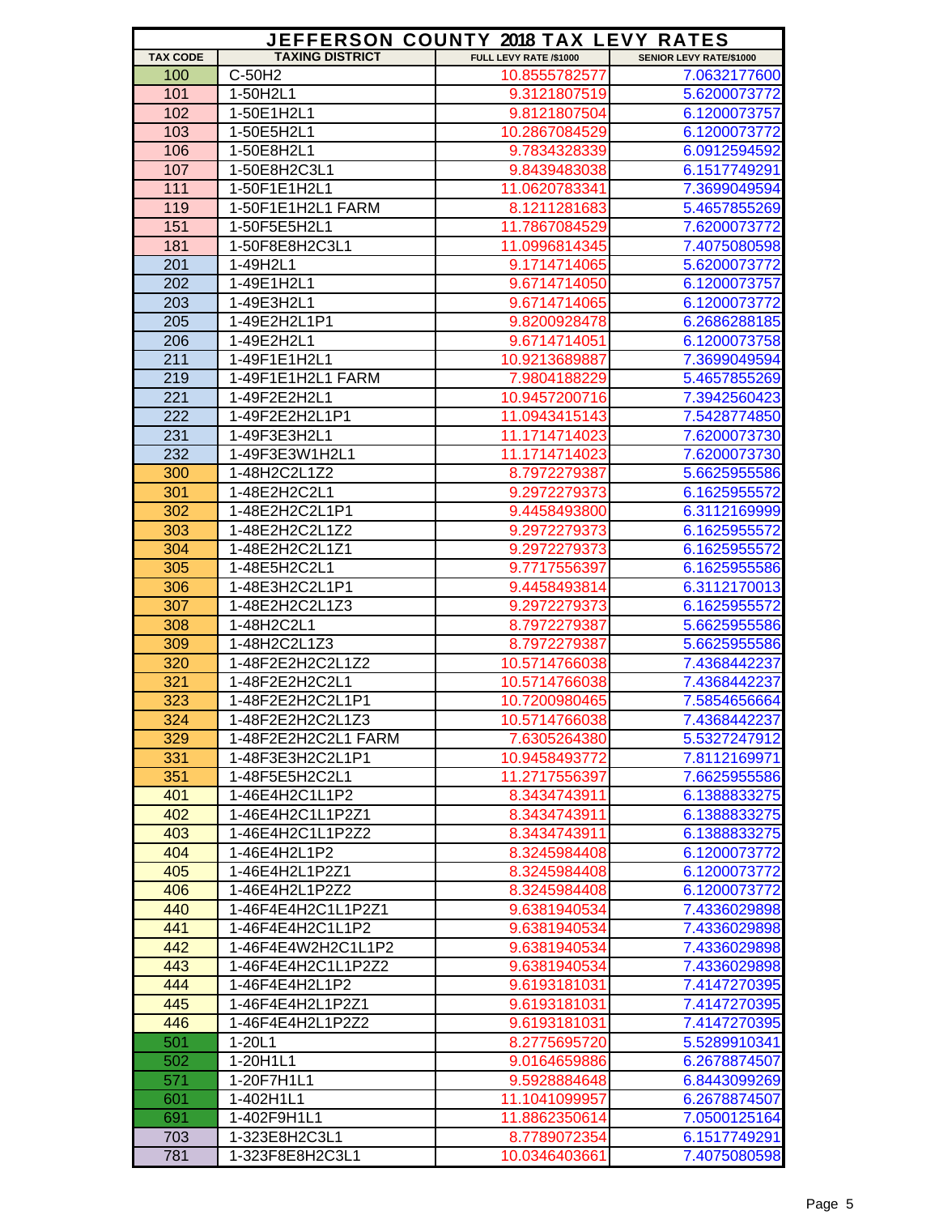# JEFFERSON COUNTY 2018 TAX LEVY RATES

| TAX CODE | TAXING DISTRICT | FULL LEVY RATE /$1000 | SENIOR LEVY RATE/$1000 |
|---|---|---|---|
| 100 | C-50H2 | 10.8555782577 | 7.0632177600 |
| 101 | 1-50H2L1 | 9.3121807519 | 5.6200073772 |
| 102 | 1-50E1H2L1 | 9.8121807504 | 6.1200073757 |
| 103 | 1-50E5H2L1 | 10.2867084529 | 6.1200073772 |
| 106 | 1-50E8H2L1 | 9.7834328339 | 6.0912594592 |
| 107 | 1-50E8H2C3L1 | 9.8439483038 | 6.1517749291 |
| 111 | 1-50F1E1H2L1 | 11.0620783341 | 7.3699049594 |
| 119 | 1-50F1E1H2L1 FARM | 8.1211281683 | 5.4657855269 |
| 151 | 1-50F5E5H2L1 | 11.7867084529 | 7.6200073772 |
| 181 | 1-50F8E8H2C3L1 | 11.0996814345 | 7.4075080598 |
| 201 | 1-49H2L1 | 9.1714714065 | 5.6200073772 |
| 202 | 1-49E1H2L1 | 9.6714714050 | 6.1200073757 |
| 203 | 1-49E3H2L1 | 9.6714714065 | 6.1200073772 |
| 205 | 1-49E2H2L1P1 | 9.8200928478 | 6.2686288185 |
| 206 | 1-49E2H2L1 | 9.6714714051 | 6.1200073758 |
| 211 | 1-49F1E1H2L1 | 10.9213689887 | 7.3699049594 |
| 219 | 1-49F1E1H2L1 FARM | 7.9804188229 | 5.4657855269 |
| 221 | 1-49F2E2H2L1 | 10.9457200716 | 7.3942560423 |
| 222 | 1-49F2E2H2L1P1 | 11.0943415143 | 7.5428774850 |
| 231 | 1-49F3E3H2L1 | 11.1714714023 | 7.6200073730 |
| 232 | 1-49F3E3W1H2L1 | 11.1714714023 | 7.6200073730 |
| 300 | 1-48H2C2L1Z2 | 8.7972279387 | 5.6625955586 |
| 301 | 1-48E2H2C2L1 | 9.2972279373 | 6.1625955572 |
| 302 | 1-48E2H2C2L1P1 | 9.4458493800 | 6.3112169999 |
| 303 | 1-48E2H2C2L1Z2 | 9.2972279373 | 6.1625955572 |
| 304 | 1-48E2H2C2L1Z1 | 9.2972279373 | 6.1625955572 |
| 305 | 1-48E5H2C2L1 | 9.7717556397 | 6.1625955586 |
| 306 | 1-48E3H2C2L1P1 | 9.4458493814 | 6.3112170013 |
| 307 | 1-48E2H2C2L1Z3 | 9.2972279373 | 6.1625955572 |
| 308 | 1-48H2C2L1 | 8.7972279387 | 5.6625955586 |
| 309 | 1-48H2C2L1Z3 | 8.7972279387 | 5.6625955586 |
| 320 | 1-48F2E2H2C2L1Z2 | 10.5714766038 | 7.4368442237 |
| 321 | 1-48F2E2H2C2L1 | 10.5714766038 | 7.4368442237 |
| 323 | 1-48F2E2H2C2L1P1 | 10.7200980465 | 7.5854656664 |
| 324 | 1-48F2E2H2C2L1Z3 | 10.5714766038 | 7.4368442237 |
| 329 | 1-48F2E2H2C2L1 FARM | 7.6305264380 | 5.5327247912 |
| 331 | 1-48F3E3H2C2L1P1 | 10.9458493772 | 7.8112169971 |
| 351 | 1-48F5E5H2C2L1 | 11.2717556397 | 7.6625955586 |
| 401 | 1-46E4H2C1L1P2 | 8.3434743911 | 6.1388833275 |
| 402 | 1-46E4H2C1L1P2Z1 | 8.3434743911 | 6.1388833275 |
| 403 | 1-46E4H2C1L1P2Z2 | 8.3434743911 | 6.1388833275 |
| 404 | 1-46E4H2L1P2 | 8.3245984408 | 6.1200073772 |
| 405 | 1-46E4H2L1P2Z1 | 8.3245984408 | 6.1200073772 |
| 406 | 1-46E4H2L1P2Z2 | 8.3245984408 | 6.1200073772 |
| 440 | 1-46F4E4H2C1L1P2Z1 | 9.6381940534 | 7.4336029898 |
| 441 | 1-46F4E4H2C1L1P2 | 9.6381940534 | 7.4336029898 |
| 442 | 1-46F4E4W2H2C1L1P2 | 9.6381940534 | 7.4336029898 |
| 443 | 1-46F4E4H2C1L1P2Z2 | 9.6381940534 | 7.4336029898 |
| 444 | 1-46F4E4H2L1P2 | 9.6193181031 | 7.4147270395 |
| 445 | 1-46F4E4H2L1P2Z1 | 9.6193181031 | 7.4147270395 |
| 446 | 1-46F4E4H2L1P2Z2 | 9.6193181031 | 7.4147270395 |
| 501 | 1-20L1 | 8.2775695720 | 5.5289910341 |
| 502 | 1-20H1L1 | 9.0164659886 | 6.2678874507 |
| 571 | 1-20F7H1L1 | 9.5928884648 | 6.8443099269 |
| 601 | 1-402H1L1 | 11.1041099957 | 6.2678874507 |
| 691 | 1-402F9H1L1 | 11.8862350614 | 7.0500125164 |
| 703 | 1-323E8H2C3L1 | 8.7789072354 | 6.1517749291 |
| 781 | 1-323F8E8H2C3L1 | 10.0346403661 | 7.4075080598 |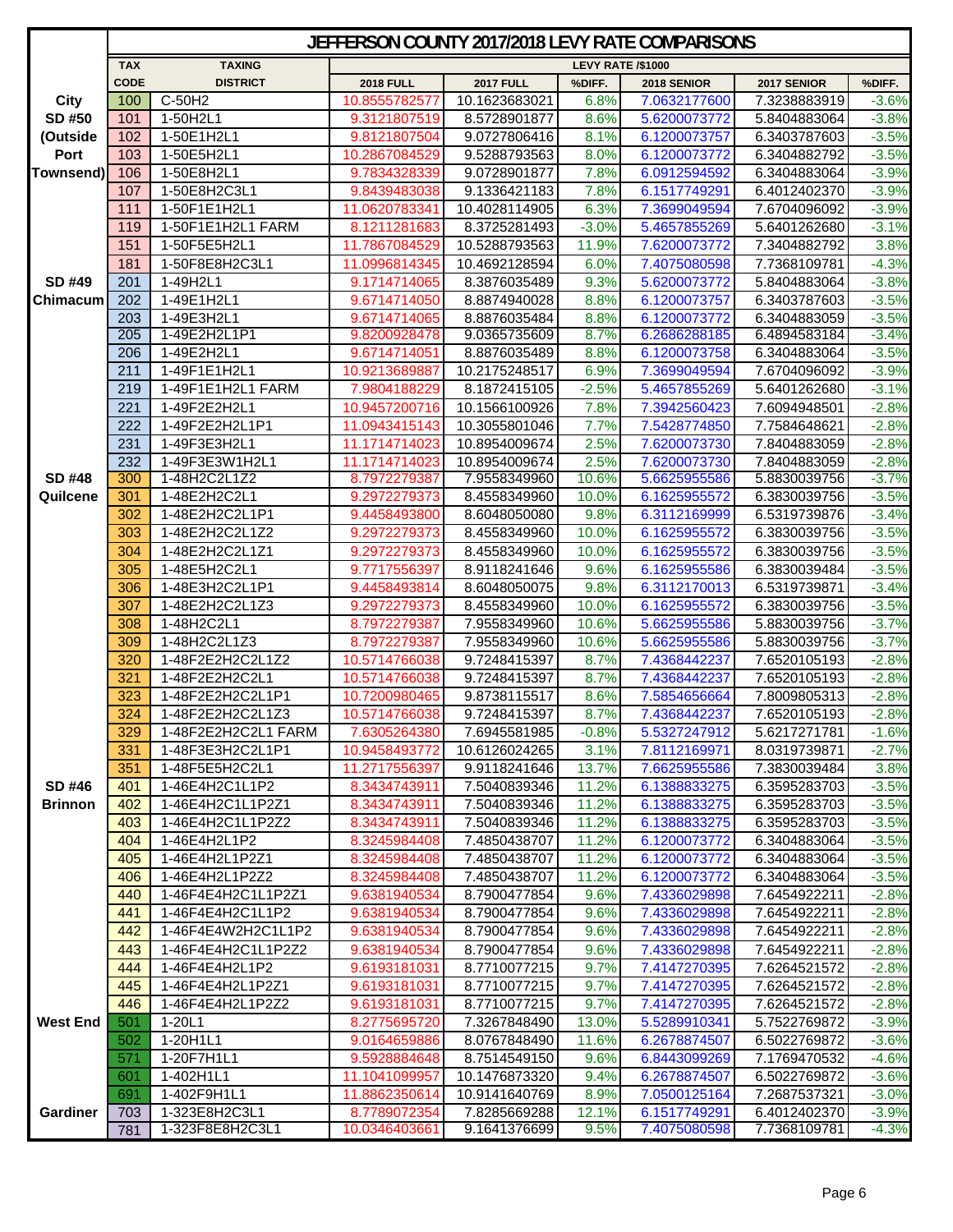# JEFFERSON COUNTY 2017/2018 LEVY RATE COMPARISONS

| | TAX CODE | TAXING DISTRICT | LEVY RATE /$1000 2018 FULL | 2017 FULL | %DIFF. | 2018 SENIOR | 2017 SENIOR | %DIFF. |
|---|---|---|---|---|---|---|---|---|
| City | 100 | C-50H2 | 10.8555782577 | 10.1623683021 | 6.8% | 7.0632177600 | 7.3238883919 | -3.6% |
| SD #50 | 101 | 1-50H2L1 | 9.3121807519 | 8.5728901877 | 8.6% | 5.6200073772 | 5.8404883064 | -3.8% |
| (Outside | 102 | 1-50E1H2L1 | 9.8121807504 | 9.0727806416 | 8.1% | 6.1200073757 | 6.3403787603 | -3.5% |
| Port | 103 | 1-50E5H2L1 | 10.2867084529 | 9.5288793563 | 8.0% | 6.1200073772 | 6.3404882792 | -3.5% |
| Townsend) | 106 | 1-50E8H2L1 | 9.7834328339 | 9.0728901877 | 7.8% | 6.0912594592 | 6.3404883064 | -3.9% |
| | 107 | 1-50E8H2C3L1 | 9.8439483038 | 9.1336421183 | 7.8% | 6.1517749291 | 6.4012402370 | -3.9% |
| | 111 | 1-50F1E1H2L1 | 11.0620783341 | 10.4028114905 | 6.3% | 7.3699049594 | 7.6704096092 | -3.9% |
| | 119 | 1-50F1E1H2L1 FARM | 8.1211281683 | 8.3725281493 | -3.0% | 5.4657855269 | 5.6401262680 | -3.1% |
| | 151 | 1-50F5E5H2L1 | 11.7867084529 | 10.5288793563 | 11.9% | 7.6200073772 | 7.3404882792 | 3.8% |
| | 181 | 1-50F8E8H2C3L1 | 11.0996814345 | 10.4692128594 | 6.0% | 7.4075080598 | 7.7368109781 | -4.3% |
| SD #49 | 201 | 1-49H2L1 | 9.1714714065 | 8.3876035489 | 9.3% | 5.6200073772 | 5.8404883064 | -3.8% |
| Chimacum | 202 | 1-49E1H2L1 | 9.6714714050 | 8.8874940028 | 8.8% | 6.1200073757 | 6.3403787603 | -3.5% |
| | 203 | 1-49E3H2L1 | 9.6714714065 | 8.8876035484 | 8.8% | 6.1200073772 | 6.3404883059 | -3.5% |
| | 205 | 1-49E2H2L1P1 | 9.8200928478 | 9.0365735609 | 8.7% | 6.2686288185 | 6.4894583184 | -3.4% |
| | 206 | 1-49E2H2L1 | 9.6714714051 | 8.8876035489 | 8.8% | 6.1200073758 | 6.3404883064 | -3.5% |
| | 211 | 1-49F1E1H2L1 | 10.9213689887 | 10.2175248517 | 6.9% | 7.3699049594 | 7.6704096092 | -3.9% |
| | 219 | 1-49F1E1H2L1 FARM | 7.9804188229 | 8.1872415105 | -2.5% | 5.4657855269 | 5.6401262680 | -3.1% |
| | 221 | 1-49F2E2H2L1 | 10.9457200716 | 10.1566100926 | 7.8% | 7.3942560423 | 7.6094948501 | -2.8% |
| | 222 | 1-49F2E2H2L1P1 | 11.0943415143 | 10.3055801046 | 7.7% | 7.5428774850 | 7.7584648621 | -2.8% |
| | 231 | 1-49F3E3H2L1 | 11.1714714023 | 10.8954009674 | 2.5% | 7.6200073730 | 7.8404883059 | -2.8% |
| | 232 | 1-49F3E3W1H2L1 | 11.1714714023 | 10.8954009674 | 2.5% | 7.6200073730 | 7.8404883059 | -2.8% |
| SD #48 | 300 | 1-48H2C2L1Z2 | 8.7972279387 | 7.9558349960 | 10.6% | 5.6625955586 | 5.8830039756 | -3.7% |
| Quilcene | 301 | 1-48E2H2C2L1 | 9.2972279373 | 8.4558349960 | 10.0% | 6.1625955572 | 6.3830039756 | -3.5% |
| | 302 | 1-48E2H2C2L1P1 | 9.4458493800 | 8.6048050080 | 9.8% | 6.3112169999 | 6.5319739876 | -3.4% |
| | 303 | 1-48E2H2C2L1Z2 | 9.2972279373 | 8.4558349960 | 10.0% | 6.1625955572 | 6.3830039756 | -3.5% |
| | 304 | 1-48E2H2C2L1Z1 | 9.2972279373 | 8.4558349960 | 10.0% | 6.1625955572 | 6.3830039756 | -3.5% |
| | 305 | 1-48E5H2C2L1 | 9.7717556397 | 8.9118241646 | 9.6% | 6.1625955586 | 6.3830039484 | -3.5% |
| | 306 | 1-48E3H2C2L1P1 | 9.4458493814 | 8.6048050075 | 9.8% | 6.3112170013 | 6.5319739871 | -3.4% |
| | 307 | 1-48E2H2C2L1Z3 | 9.2972279373 | 8.4558349960 | 10.0% | 6.1625955572 | 6.3830039756 | -3.5% |
| | 308 | 1-48H2C2L1 | 8.7972279387 | 7.9558349960 | 10.6% | 5.6625955586 | 5.8830039756 | -3.7% |
| | 309 | 1-48H2C2L1Z3 | 8.7972279387 | 7.9558349960 | 10.6% | 5.6625955586 | 5.8830039756 | -3.7% |
| | 320 | 1-48F2E2H2C2L1Z2 | 10.5714766038 | 9.7248415397 | 8.7% | 7.4368442237 | 7.6520105193 | -2.8% |
| | 321 | 1-48F2E2H2C2L1 | 10.5714766038 | 9.7248415397 | 8.7% | 7.4368442237 | 7.6520105193 | -2.8% |
| | 323 | 1-48F2E2H2C2L1P1 | 10.7200980465 | 9.8738115517 | 8.6% | 7.5854656664 | 7.8009805313 | -2.8% |
| | 324 | 1-48F2E2H2C2L1Z3 | 10.5714766038 | 9.7248415397 | 8.7% | 7.4368442237 | 7.6520105193 | -2.8% |
| | 329 | 1-48F2E2H2C2L1 FARM | 7.6305264380 | 7.6945581985 | -0.8% | 5.5327247912 | 5.6217271781 | -1.6% |
| | 331 | 1-48F3E3H2C2L1P1 | 10.9458493772 | 10.6126024265 | 3.1% | 7.8112169971 | 8.0319739871 | -2.7% |
| | 351 | 1-48F5E5H2C2L1 | 11.2717556397 | 9.9118241646 | 13.7% | 7.6625955586 | 7.3830039484 | 3.8% |
| SD #46 | 401 | 1-46E4H2C1L1P2 | 8.3434743911 | 7.5040839346 | 11.2% | 6.1388833275 | 6.3595283703 | -3.5% |
| Brinnon | 402 | 1-46E4H2C1L1P2Z1 | 8.3434743911 | 7.5040839346 | 11.2% | 6.1388833275 | 6.3595283703 | -3.5% |
| | 403 | 1-46E4H2C1L1P2Z2 | 8.3434743911 | 7.5040839346 | 11.2% | 6.1388833275 | 6.3595283703 | -3.5% |
| | 404 | 1-46E4H2L1P2 | 8.3245984408 | 7.4850438707 | 11.2% | 6.1200073772 | 6.3404883064 | -3.5% |
| | 405 | 1-46E4H2L1P2Z1 | 8.3245984408 | 7.4850438707 | 11.2% | 6.1200073772 | 6.3404883064 | -3.5% |
| | 406 | 1-46E4H2L1P2Z2 | 8.3245984408 | 7.4850438707 | 11.2% | 6.1200073772 | 6.3404883064 | -3.5% |
| | 440 | 1-46F4E4H2C1L1P2Z1 | 9.6381940534 | 8.7900477854 | 9.6% | 7.4336029898 | 7.6454922211 | -2.8% |
| | 441 | 1-46F4E4H2C1L1P2 | 9.6381940534 | 8.7900477854 | 9.6% | 7.4336029898 | 7.6454922211 | -2.8% |
| | 442 | 1-46F4E4W2H2C1L1P2 | 9.6381940534 | 8.7900477854 | 9.6% | 7.4336029898 | 7.6454922211 | -2.8% |
| | 443 | 1-46F4E4H2C1L1P2Z2 | 9.6381940534 | 8.7900477854 | 9.6% | 7.4336029898 | 7.6454922211 | -2.8% |
| | 444 | 1-46F4E4H2L1P2 | 9.6193181031 | 8.7710077215 | 9.7% | 7.4147270395 | 7.6264521572 | -2.8% |
| | 445 | 1-46F4E4H2L1P2Z1 | 9.6193181031 | 8.7710077215 | 9.7% | 7.4147270395 | 7.6264521572 | -2.8% |
| | 446 | 1-46F4E4H2L1P2Z2 | 9.6193181031 | 8.7710077215 | 9.7% | 7.4147270395 | 7.6264521572 | -2.8% |
| West End | 501 | 1-20L1 | 8.2775695720 | 7.3267848490 | 13.0% | 5.5289910341 | 5.7522769872 | -3.9% |
| | 502 | 1-20H1L1 | 9.0164659886 | 8.0767848490 | 11.6% | 6.2678874507 | 6.5022769872 | -3.6% |
| | 571 | 1-20F7H1L1 | 9.5928884648 | 8.7514549150 | 9.6% | 6.8443099269 | 7.1769470532 | -4.6% |
| | 601 | 1-402H1L1 | 11.1041099957 | 10.1476873320 | 9.4% | 6.2678874507 | 6.5022769872 | -3.6% |
| | 691 | 1-402F9H1L1 | 11.8862350614 | 10.9141640769 | 8.9% | 7.0500125164 | 7.2687537321 | -3.0% |
| Gardiner | 703 | 1-323E8H2C3L1 | 8.7789072354 | 7.8285669288 | 12.1% | 6.1517749291 | 6.4012402370 | -3.9% |
| | 781 | 1-323F8E8H2C3L1 | 10.0346403661 | 9.1641376699 | 9.5% | 7.4075080598 | 7.7368109781 | -4.3% |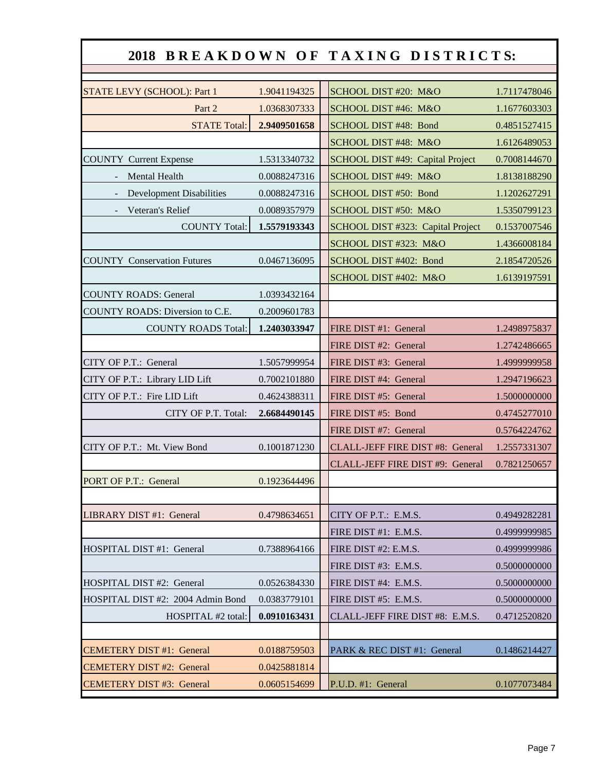# 2018 BREAKDOWN OF TAXING DISTRICTS:

| | | | |
|---|---|---|---|
| STATE LEVY (SCHOOL): Part 1 | 1.9041194325 | SCHOOL DIST #20: M&O | 1.7117478046 |
| Part 2 | 1.0368307333 | SCHOOL DIST #46: M&O | 1.1677603303 |
| STATE Total: | **2.9409501658** | SCHOOL DIST #48: Bond | 0.4851527415 |
| | | SCHOOL DIST #48: M&O | 1.6126489053 |
| COUNTY Current Expense | 1.5313340732 | SCHOOL DIST #49: Capital Project | 0.7008144670 |
| - Mental Health | 0.0088247316 | SCHOOL DIST #49: M&O | 1.8138188290 |
| - Development Disabilities | 0.0088247316 | SCHOOL DIST #50: Bond | 1.1202627291 |
| - Veteran's Relief | 0.0089357979 | SCHOOL DIST #50: M&O | 1.5350799123 |
| COUNTY Total: | **1.5579193343** | SCHOOL DIST #323: Capital Project | 0.1537007546 |
| | | SCHOOL DIST #323: M&O | 1.4366008184 |
| COUNTY Conservation Futures | 0.0467136095 | SCHOOL DIST #402: Bond | 2.1854720526 |
| | | SCHOOL DIST #402: M&O | 1.6139197591 |
| COUNTY ROADS: General | 1.0393432164 | | |
| COUNTY ROADS: Diversion to C.E. | 0.2009601783 | | |
| COUNTY ROADS Total: | **1.2403033947** | FIRE DIST #1: General | 1.2498975837 |
| | | FIRE DIST #2: General | 1.2742486665 |
| CITY OF P.T.: General | 1.5057999954 | FIRE DIST #3: General | 1.4999999958 |
| CITY OF P.T.: Library LID Lift | 0.7002101880 | FIRE DIST #4: General | 1.2947196623 |
| CITY OF P.T.: Fire LID Lift | 0.4624388311 | FIRE DIST #5: General | 1.5000000000 |
| CITY OF P.T. Total: | **2.6684490145** | FIRE DIST #5: Bond | 0.4745277010 |
| | | FIRE DIST #7: General | 0.5764224762 |
| CITY OF P.T.: Mt. View Bond | 0.1001871230 | CLALL-JEFF FIRE DIST #8: General | 1.2557331307 |
| | | CLALL-JEFF FIRE DIST #9: General | 0.7821250657 |
| PORT OF P.T.: General | 0.1923644496 | | |
| | | | |
| LIBRARY DIST #1: General | 0.4798634651 | CITY OF P.T.: E.M.S. | 0.4949282281 |
| | | FIRE DIST #1: E.M.S. | 0.4999999985 |
| HOSPITAL DIST #1: General | 0.7388964166 | FIRE DIST #2: E.M.S. | 0.4999999986 |
| | | FIRE DIST #3: E.M.S. | 0.5000000000 |
| HOSPITAL DIST #2: General | 0.0526384330 | FIRE DIST #4: E.M.S. | 0.5000000000 |
| HOSPITAL DIST #2: 2004 Admin Bond | 0.0383779101 | FIRE DIST #5: E.M.S. | 0.5000000000 |
| HOSPITAL #2 total: | **0.0910163431** | CLALL-JEFF FIRE DIST #8: E.M.S. | 0.4712520820 |
| | | | |
| CEMETERY DIST #1: General | 0.0188759503 | PARK & REC DIST #1: General | 0.1486214427 |
| CEMETERY DIST #2: General | 0.0425881814 | | |
| CEMETERY DIST #3: General | 0.0605154699 | P.U.D. #1: General | 0.1077073484 |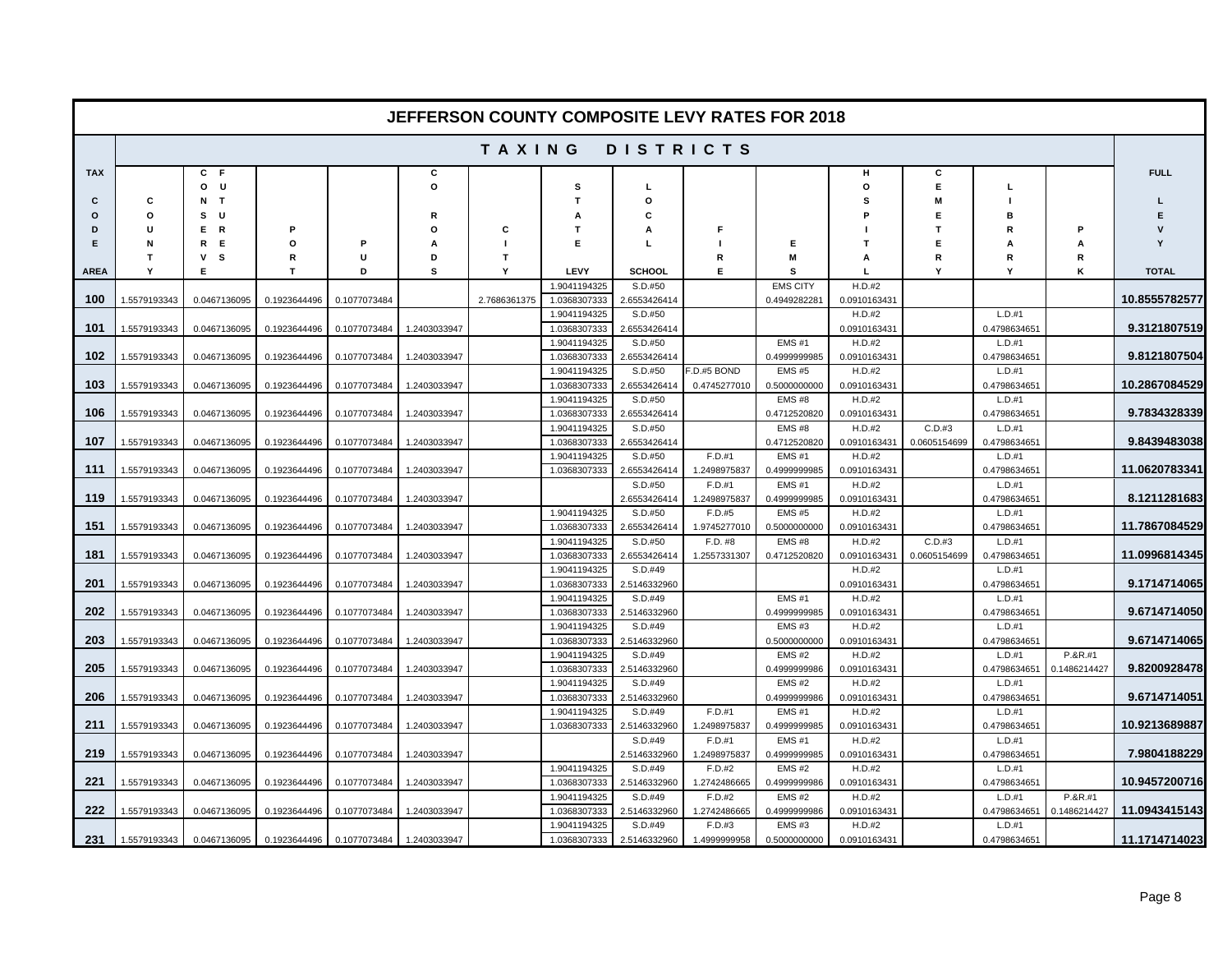# JEFFERSON COUNTY COMPOSITE LEVY RATES FOR 2018

| TAX CODE AREA | COUNTY | CONSERVATION FUTURES | PORT | PUD | COUNTY ROADS | CITY | STATE LEVY | LOCAL SCHOOL | FIRE | EMS | HOSPITAL | CEMETERY | LIBRARY | PARK | FULL LEVY TOTAL |
|---|---|---|---|---|---|---|---|---|---|---|---|---|---|---|---|
| 100 | 1.5579193343 | 0.0467136095 | 0.1923644496 | 0.1077073484 | | 2.7686361375 | 1.9041194325 1.0368307333 | S.D.#50 2.6553426414 | | EMS CITY 0.4949282281 | H.D.#2 0.0910163431 | | | | 10.8555782577 |
| 101 | 1.5579193343 | 0.0467136095 | 0.1923644496 | 0.1077073484 | 1.2403033947 | | 1.9041194325 1.0368307333 | S.D.#50 2.6553426414 | | | H.D.#2 0.0910163431 | | L.D.#1 0.4798634651 | | 9.3121807519 |
| 102 | 1.5579193343 | 0.0467136095 | 0.1923644496 | 0.1077073484 | 1.2403033947 | | 1.9041194325 1.0368307333 | S.D.#50 2.6553426414 | | EMS #1 0.4999999985 | H.D.#2 0.0910163431 | | L.D.#1 0.4798634651 | | 9.8121807504 |
| 103 | 1.5579193343 | 0.0467136095 | 0.1923644496 | 0.1077073484 | 1.2403033947 | | 1.9041194325 1.0368307333 | S.D.#50 2.6553426414 | F.D.#5 BOND 0.4745277010 | EMS #5 0.5000000000 | H.D.#2 0.0910163431 | | L.D.#1 0.4798634651 | | 10.2867084529 |
| 106 | 1.5579193343 | 0.0467136095 | 0.1923644496 | 0.1077073484 | 1.2403033947 | | 1.9041194325 1.0368307333 | S.D.#50 2.6553426414 | | EMS #8 0.4712520820 | H.D.#2 0.0910163431 | | L.D.#1 0.4798634651 | | 9.7834328339 |
| 107 | 1.5579193343 | 0.0467136095 | 0.1923644496 | 0.1077073484 | 1.2403033947 | | 1.9041194325 1.0368307333 | S.D.#50 2.6553426414 | | EMS #8 0.4712520820 | H.D.#2 0.0910163431 | C.D.#3 0.0605154699 | L.D.#1 0.4798634651 | | 9.8439483038 |
| 111 | 1.5579193343 | 0.0467136095 | 0.1923644496 | 0.1077073484 | 1.2403033947 | | 1.9041194325 1.0368307333 | S.D.#50 2.6553426414 | F.D.#1 1.2498975837 | EMS #1 0.4999999985 | H.D.#2 0.0910163431 | | L.D.#1 0.4798634651 | | 11.0620783341 |
| 119 | 1.5579193343 | 0.0467136095 | 0.1923644496 | 0.1077073484 | 1.2403033947 | | | S.D.#50 2.6553426414 | F.D.#1 1.2498975837 | EMS #1 0.4999999985 | H.D.#2 0.0910163431 | | L.D.#1 0.4798634651 | | 8.1211281683 |
| 151 | 1.5579193343 | 0.0467136095 | 0.1923644496 | 0.1077073484 | 1.2403033947 | | 1.9041194325 1.0368307333 | S.D.#50 2.6553426414 | F.D.#5 1.9745277010 | EMS #5 0.5000000000 | H.D.#2 0.0910163431 | | L.D.#1 0.4798634651 | | 11.7867084529 |
| 181 | 1.5579193343 | 0.0467136095 | 0.1923644496 | 0.1077073484 | 1.2403033947 | | 1.9041194325 1.0368307333 | S.D.#50 2.6553426414 | F.D. #8 1.2557331307 | EMS #8 0.4712520820 | H.D.#2 0.0910163431 | C.D.#3 0.0605154699 | L.D.#1 0.4798634651 | | 11.0996814345 |
| 201 | 1.5579193343 | 0.0467136095 | 0.1923644496 | 0.1077073484 | 1.2403033947 | | 1.9041194325 1.0368307333 | S.D.#49 2.5146332960 | | | H.D.#2 0.0910163431 | | L.D.#1 0.4798634651 | | 9.1714714065 |
| 202 | 1.5579193343 | 0.0467136095 | 0.1923644496 | 0.1077073484 | 1.2403033947 | | 1.9041194325 1.0368307333 | S.D.#49 2.5146332960 | | EMS #1 0.4999999985 | H.D.#2 0.0910163431 | | L.D.#1 0.4798634651 | | 9.6714714050 |
| 203 | 1.5579193343 | 0.0467136095 | 0.1923644496 | 0.1077073484 | 1.2403033947 | | 1.9041194325 1.0368307333 | S.D.#49 2.5146332960 | | EMS #3 0.5000000000 | H.D.#2 0.0910163431 | | L.D.#1 0.4798634651 | | 9.6714714065 |
| 205 | 1.5579193343 | 0.0467136095 | 0.1923644496 | 0.1077073484 | 1.2403033947 | | 1.9041194325 1.0368307333 | S.D.#49 2.5146332960 | | EMS #2 0.4999999986 | H.D.#2 0.0910163431 | | L.D.#1 0.4798634651 | P.&R.#1 0.1486214427 | 9.8200928478 |
| 206 | 1.5579193343 | 0.0467136095 | 0.1923644496 | 0.1077073484 | 1.2403033947 | | 1.9041194325 1.0368307333 | S.D.#49 2.5146332960 | | EMS #2 0.4999999986 | H.D.#2 0.0910163431 | | L.D.#1 0.4798634651 | | 9.6714714051 |
| 211 | 1.5579193343 | 0.0467136095 | 0.1923644496 | 0.1077073484 | 1.2403033947 | | 1.9041194325 1.0368307333 | S.D.#49 2.5146332960 | F.D.#1 1.2498975837 | EMS #1 0.4999999985 | H.D.#2 0.0910163431 | | L.D.#1 0.4798634651 | | 10.9213689887 |
| 219 | 1.5579193343 | 0.0467136095 | 0.1923644496 | 0.1077073484 | 1.2403033947 | | | S.D.#49 2.5146332960 | F.D.#1 1.2498975837 | EMS #1 0.4999999985 | H.D.#2 0.0910163431 | | L.D.#1 0.4798634651 | | 7.9804188229 |
| 221 | 1.5579193343 | 0.0467136095 | 0.1923644496 | 0.1077073484 | 1.2403033947 | | 1.9041194325 1.0368307333 | S.D.#49 2.5146332960 | F.D.#2 1.2742486665 | EMS #2 0.4999999986 | H.D.#2 0.0910163431 | | L.D.#1 0.4798634651 | | 10.9457200716 |
| 222 | 1.5579193343 | 0.0467136095 | 0.1923644496 | 0.1077073484 | 1.2403033947 | | 1.9041194325 1.0368307333 | S.D.#49 2.5146332960 | F.D.#2 1.2742486665 | EMS #2 0.4999999986 | H.D.#2 0.0910163431 | | L.D.#1 0.4798634651 | P.&R.#1 0.1486214427 | 11.0943415143 |
| 231 | 1.5579193343 | 0.0467136095 | 0.1923644496 | 0.1077073484 | 1.2403033947 | | 1.9041194325 1.0368307333 | S.D.#49 2.5146332960 | F.D.#3 1.4999999958 | EMS #3 0.5000000000 | H.D.#2 0.0910163431 | | L.D.#1 0.4798634651 | | 11.1714714023 |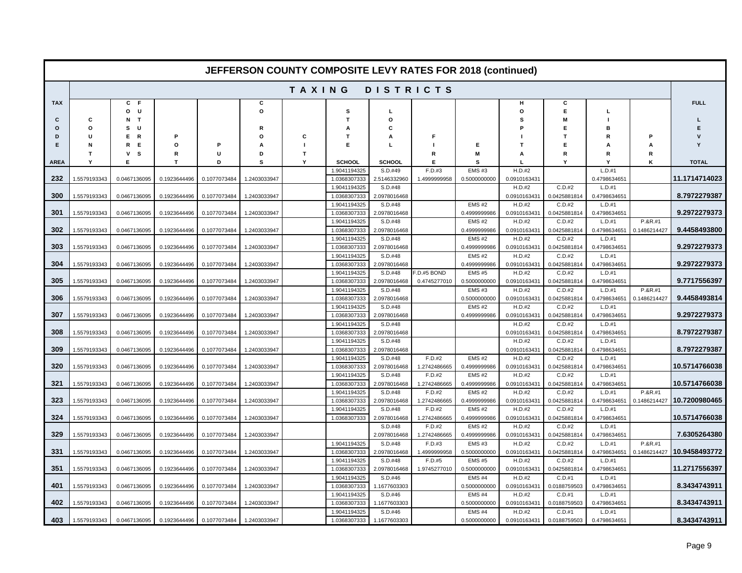# JEFFERSON COUNTY COMPOSITE LEVY RATES FOR 2018 (continued)

| TAX CODE AREA | COUNTY | CONSERVATION FUTURES | PORT | PUD | COUNTY ROADS | CITY | STATE SCHOOL | LOCAL SCHOOL | FIRE | EMS | HOSPITAL | CEMETERY | LIBRARY | PARK | FULL LEVY TOTAL |
|---|---|---|---|---|---|---|---|---|---|---|---|---|---|---|---|
| | | | | | | | 1.9041194325 | S.D.#49 | F.D.#3 | EMS #3 | H.D.#2 | | L.D.#1 | | |
| 232 | 1.5579193343 | 0.0467136095 | 0.1923644496 | 0.1077073484 | 1.2403033947 | | 1.0368307333 | 2.5146332960 | 1.4999999958 | 0.5000000000 | 0.0910163431 | | 0.4798634651 | | 11.1714714023 |
| | | | | | | | 1.9041194325 | S.D.#48 | | | H.D.#2 | C.D.#2 | L.D.#1 | | |
| 300 | 1.5579193343 | 0.0467136095 | 0.1923644496 | 0.1077073484 | 1.2403033947 | | 1.0368307333 | 2.0978016468 | | | 0.0910163431 | 0.0425881814 | 0.4798634651 | | 8.7972279387 |
| | | | | | | | 1.9041194325 | S.D.#48 | | EMS #2 | H.D.#2 | C.D.#2 | L.D.#1 | | |
| 301 | 1.5579193343 | 0.0467136095 | 0.1923644496 | 0.1077073484 | 1.2403033947 | | 1.0368307333 | 2.0978016468 | | 0.4999999986 | 0.0910163431 | 0.0425881814 | 0.4798634651 | | 9.2972279373 |
| | | | | | | | 1.9041194325 | S.D.#48 | | EMS #2 | H.D.#2 | C.D.#2 | L.D.#1 | P.&R.#1 | |
| 302 | 1.5579193343 | 0.0467136095 | 0.1923644496 | 0.1077073484 | 1.2403033947 | | 1.0368307333 | 2.0978016468 | | 0.4999999986 | 0.0910163431 | 0.0425881814 | 0.4798634651 | 0.1486214427 | 9.4458493800 |
| | | | | | | | 1.9041194325 | S.D.#48 | | EMS #2 | H.D.#2 | C.D.#2 | L.D.#1 | | |
| 303 | 1.5579193343 | 0.0467136095 | 0.1923644496 | 0.1077073484 | 1.2403033947 | | 1.0368307333 | 2.0978016468 | | 0.4999999986 | 0.0910163431 | 0.0425881814 | 0.4798634651 | | 9.2972279373 |
| | | | | | | | 1.9041194325 | S.D.#48 | | EMS #2 | H.D.#2 | C.D.#2 | L.D.#1 | | |
| 304 | 1.5579193343 | 0.0467136095 | 0.1923644496 | 0.1077073484 | 1.2403033947 | | 1.0368307333 | 2.0978016468 | | 0.4999999986 | 0.0910163431 | 0.0425881814 | 0.4798634651 | | 9.2972279373 |
| | | | | | | | 1.9041194325 | S.D.#48 | F.D.#5 BOND | EMS #5 | H.D.#2 | C.D.#2 | L.D.#1 | | |
| 305 | 1.5579193343 | 0.0467136095 | 0.1923644496 | 0.1077073484 | 1.2403033947 | | 1.0368307333 | 2.0978016468 | 0.4745277010 | 0.5000000000 | 0.0910163431 | 0.0425881814 | 0.4798634651 | | 9.7717556397 |
| | | | | | | | 1.9041194325 | S.D.#48 | | EMS #3 | H.D.#2 | C.D.#2 | L.D.#1 | P.&R.#1 | |
| 306 | 1.5579193343 | 0.0467136095 | 0.1923644496 | 0.1077073484 | 1.2403033947 | | 1.0368307333 | 2.0978016468 | | 0.5000000000 | 0.0910163431 | 0.0425881814 | 0.4798634651 | 0.1486214427 | 9.4458493814 |
| | | | | | | | 1.9041194325 | S.D.#48 | | EMS #2 | H.D.#2 | C.D.#2 | L.D.#1 | | |
| 307 | 1.5579193343 | 0.0467136095 | 0.1923644496 | 0.1077073484 | 1.2403033947 | | 1.0368307333 | 2.0978016468 | | 0.4999999986 | 0.0910163431 | 0.0425881814 | 0.4798634651 | | 9.2972279373 |
| | | | | | | | 1.9041194325 | S.D.#48 | | | H.D.#2 | C.D.#2 | L.D.#1 | | |
| 308 | 1.5579193343 | 0.0467136095 | 0.1923644496 | 0.1077073484 | 1.2403033947 | | 1.0368307333 | 2.0978016468 | | | 0.0910163431 | 0.0425881814 | 0.4798634651 | | 8.7972279387 |
| | | | | | | | 1.9041194325 | S.D.#48 | | | H.D.#2 | C.D.#2 | L.D.#1 | | |
| 309 | 1.5579193343 | 0.0467136095 | 0.1923644496 | 0.1077073484 | 1.2403033947 | | 1.0368307333 | 2.0978016468 | | | 0.0910163431 | 0.0425881814 | 0.4798634651 | | 8.7972279387 |
| | | | | | | | 1.9041194325 | S.D.#48 | F.D.#2 | EMS #2 | H.D.#2 | C.D.#2 | L.D.#1 | | |
| 320 | 1.5579193343 | 0.0467136095 | 0.1923644496 | 0.1077073484 | 1.2403033947 | | 1.0368307333 | 2.0978016468 | 1.2742486665 | 0.4999999986 | 0.0910163431 | 0.0425881814 | 0.4798634651 | | 10.5714766038 |
| | | | | | | | 1.9041194325 | S.D.#48 | F.D.#2 | EMS #2 | H.D.#2 | C.D.#2 | L.D.#1 | | |
| 321 | 1.5579193343 | 0.0467136095 | 0.1923644496 | 0.1077073484 | 1.2403033947 | | 1.0368307333 | 2.0978016468 | 1.2742486665 | 0.4999999986 | 0.0910163431 | 0.0425881814 | 0.4798634651 | | 10.5714766038 |
| | | | | | | | 1.9041194325 | S.D.#48 | F.D.#2 | EMS #2 | H.D.#2 | C.D.#2 | L.D.#1 | P.&R.#1 | |
| 323 | 1.5579193343 | 0.0467136095 | 0.1923644496 | 0.1077073484 | 1.2403033947 | | 1.0368307333 | 2.0978016468 | 1.2742486665 | 0.4999999986 | 0.0910163431 | 0.0425881814 | 0.4798634651 | 0.1486214427 | 10.7200980465 |
| | | | | | | | 1.9041194325 | S.D.#48 | F.D.#2 | EMS #2 | H.D.#2 | C.D.#2 | L.D.#1 | | |
| 324 | 1.5579193343 | 0.0467136095 | 0.1923644496 | 0.1077073484 | 1.2403033947 | | 1.0368307333 | 2.0978016468 | 1.2742486665 | 0.4999999986 | 0.0910163431 | 0.0425881814 | 0.4798634651 | | 10.5714766038 |
| | | | | | | | | S.D.#48 | F.D.#2 | EMS #2 | H.D.#2 | C.D.#2 | L.D.#1 | | |
| 329 | 1.5579193343 | 0.0467136095 | 0.1923644496 | 0.1077073484 | 1.2403033947 | | | 2.0978016468 | 1.2742486665 | 0.4999999986 | 0.0910163431 | 0.0425881814 | 0.4798634651 | | 7.6305264380 |
| | | | | | | | 1.9041194325 | S.D.#48 | F.D.#3 | EMS #3 | H.D.#2 | C.D.#2 | L.D.#1 | P.&R.#1 | |
| 331 | 1.5579193343 | 0.0467136095 | 0.1923644496 | 0.1077073484 | 1.2403033947 | | 1.0368307333 | 2.0978016468 | 1.4999999958 | 0.5000000000 | 0.0910163431 | 0.0425881814 | 0.4798634651 | 0.1486214427 | 10.9458493772 |
| | | | | | | | 1.9041194325 | S.D.#48 | F.D.#5 | EMS #5 | H.D.#2 | C.D.#2 | L.D.#1 | | |
| 351 | 1.5579193343 | 0.0467136095 | 0.1923644496 | 0.1077073484 | 1.2403033947 | | 1.0368307333 | 2.0978016468 | 1.9745277010 | 0.5000000000 | 0.0910163431 | 0.0425881814 | 0.4798634651 | | 11.2717556397 |
| | | | | | | | 1.9041194325 | S.D.#46 | | EMS #4 | H.D.#2 | C.D.#1 | L.D.#1 | | |
| 401 | 1.5579193343 | 0.0467136095 | 0.1923644496 | 0.1077073484 | 1.2403033947 | | 1.0368307333 | 1.1677603303 | | 0.5000000000 | 0.0910163431 | 0.0188759503 | 0.4798634651 | | 8.3434743911 |
| | | | | | | | 1.9041194325 | S.D.#46 | | EMS #4 | H.D.#2 | C.D.#1 | L.D.#1 | | |
| 402 | 1.5579193343 | 0.0467136095 | 0.1923644496 | 0.1077073484 | 1.2403033947 | | 1.0368307333 | 1.1677603303 | | 0.5000000000 | 0.0910163431 | 0.0188759503 | 0.4798634651 | | 8.3434743911 |
| | | | | | | | 1.9041194325 | S.D.#46 | | EMS #4 | H.D.#2 | C.D.#1 | L.D.#1 | | |
| 403 | 1.5579193343 | 0.0467136095 | 0.1923644496 | 0.1077073484 | 1.2403033947 | | 1.0368307333 | 1.1677603303 | | 0.5000000000 | 0.0910163431 | 0.0188759503 | 0.4798634651 | | 8.3434743911 |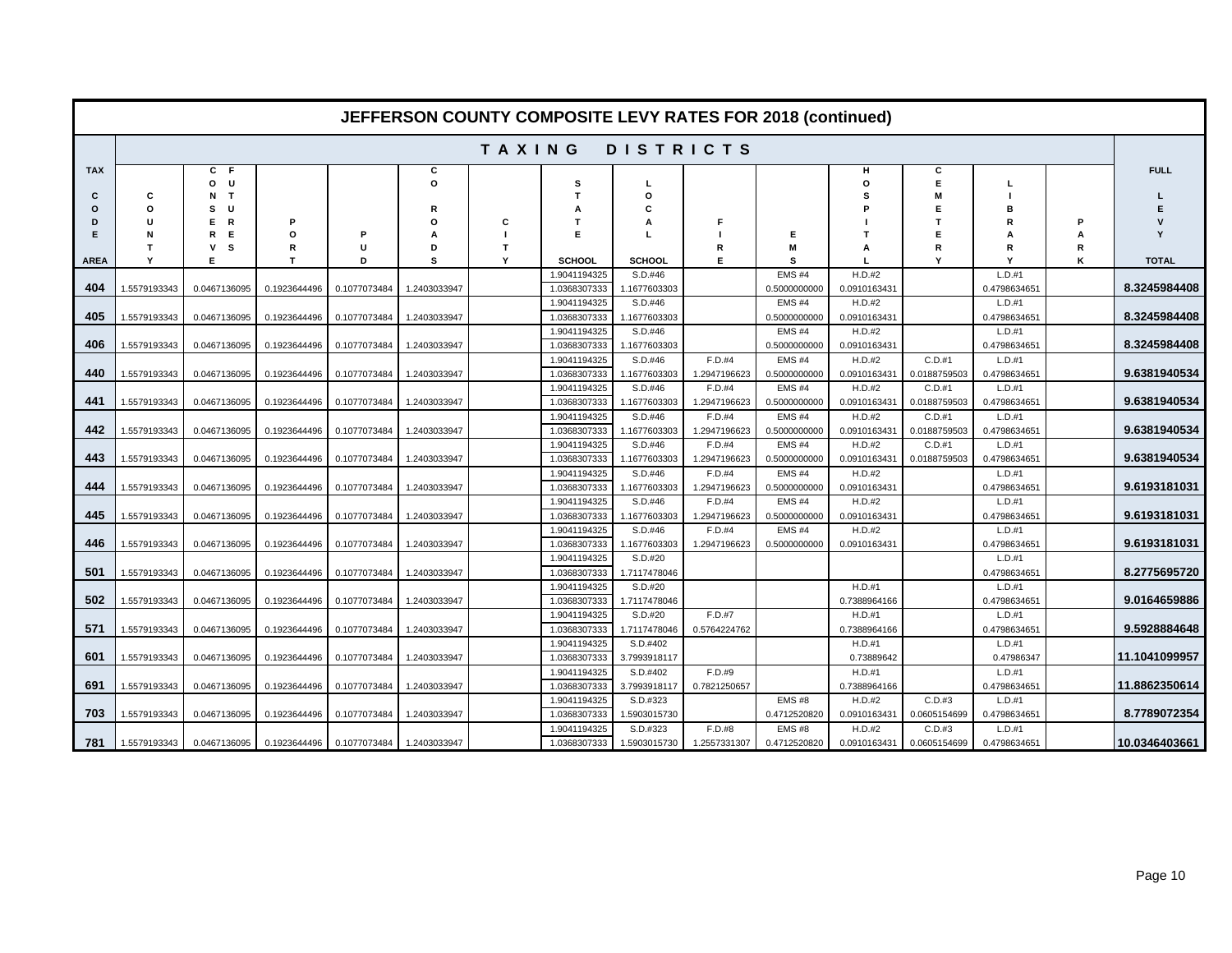# JEFFERSON COUNTY COMPOSITE LEVY RATES FOR 2018 (continued)

| TAX CODE AREA | COUNTY | CONSERVATION FUTURES | PORT | PUD | COUNTY ROADS | CITY | STATE SCHOOL | LOCAL SCHOOL | FIRE | EMS | HOSPITAL | CEMETERY | LIBRARY | PARK | FULL LEVY TOTAL |
|---|---|---|---|---|---|---|---|---|---|---|---|---|---|---|---|
| | | | | | | | 1.9041194325 | S.D.#46 | | EMS #4 | H.D.#2 | | L.D.#1 | | |
| 404 | 1.5579193343 | 0.0467136095 | 0.1923644496 | 0.1077073484 | 1.2403033947 | | 1.0368307333 | 1.1677603303 | | 0.5000000000 | 0.0910163431 | | 0.4798634651 | | 8.3245984408 |
| | | | | | | | 1.9041194325 | S.D.#46 | | EMS #4 | H.D.#2 | | L.D.#1 | | |
| 405 | 1.5579193343 | 0.0467136095 | 0.1923644496 | 0.1077073484 | 1.2403033947 | | 1.0368307333 | 1.1677603303 | | 0.5000000000 | 0.0910163431 | | 0.4798634651 | | 8.3245984408 |
| | | | | | | | 1.9041194325 | S.D.#46 | | EMS #4 | H.D.#2 | | L.D.#1 | | |
| 406 | 1.5579193343 | 0.0467136095 | 0.1923644496 | 0.1077073484 | 1.2403033947 | | 1.0368307333 | 1.1677603303 | | 0.5000000000 | 0.0910163431 | | 0.4798634651 | | 8.3245984408 |
| | | | | | | | 1.9041194325 | S.D.#46 | F.D.#4 | EMS #4 | H.D.#2 | C.D.#1 | L.D.#1 | | |
| 440 | 1.5579193343 | 0.0467136095 | 0.1923644496 | 0.1077073484 | 1.2403033947 | | 1.0368307333 | 1.1677603303 | 1.2947196623 | 0.5000000000 | 0.0910163431 | 0.0188759503 | 0.4798634651 | | 9.6381940534 |
| | | | | | | | 1.9041194325 | S.D.#46 | F.D.#4 | EMS #4 | H.D.#2 | C.D.#1 | L.D.#1 | | |
| 441 | 1.5579193343 | 0.0467136095 | 0.1923644496 | 0.1077073484 | 1.2403033947 | | 1.0368307333 | 1.1677603303 | 1.2947196623 | 0.5000000000 | 0.0910163431 | 0.0188759503 | 0.4798634651 | | 9.6381940534 |
| | | | | | | | 1.9041194325 | S.D.#46 | F.D.#4 | EMS #4 | H.D.#2 | C.D.#1 | L.D.#1 | | |
| 442 | 1.5579193343 | 0.0467136095 | 0.1923644496 | 0.1077073484 | 1.2403033947 | | 1.0368307333 | 1.1677603303 | 1.2947196623 | 0.5000000000 | 0.0910163431 | 0.0188759503 | 0.4798634651 | | 9.6381940534 |
| | | | | | | | 1.9041194325 | S.D.#46 | F.D.#4 | EMS #4 | H.D.#2 | C.D.#1 | L.D.#1 | | |
| 443 | 1.5579193343 | 0.0467136095 | 0.1923644496 | 0.1077073484 | 1.2403033947 | | 1.0368307333 | 1.1677603303 | 1.2947196623 | 0.5000000000 | 0.0910163431 | 0.0188759503 | 0.4798634651 | | 9.6381940534 |
| | | | | | | | 1.9041194325 | S.D.#46 | F.D.#4 | EMS #4 | H.D.#2 | | L.D.#1 | | |
| 444 | 1.5579193343 | 0.0467136095 | 0.1923644496 | 0.1077073484 | 1.2403033947 | | 1.0368307333 | 1.1677603303 | 1.2947196623 | 0.5000000000 | 0.0910163431 | | 0.4798634651 | | 9.6193181031 |
| | | | | | | | 1.9041194325 | S.D.#46 | F.D.#4 | EMS #4 | H.D.#2 | | L.D.#1 | | |
| 445 | 1.5579193343 | 0.0467136095 | 0.1923644496 | 0.1077073484 | 1.2403033947 | | 1.0368307333 | 1.1677603303 | 1.2947196623 | 0.5000000000 | 0.0910163431 | | 0.4798634651 | | 9.6193181031 |
| | | | | | | | 1.9041194325 | S.D.#46 | F.D.#4 | EMS #4 | H.D.#2 | | L.D.#1 | | |
| 446 | 1.5579193343 | 0.0467136095 | 0.1923644496 | 0.1077073484 | 1.2403033947 | | 1.0368307333 | 1.1677603303 | 1.2947196623 | 0.5000000000 | 0.0910163431 | | 0.4798634651 | | 9.6193181031 |
| | | | | | | | 1.9041194325 | S.D.#20 | | | | | L.D.#1 | | |
| 501 | 1.5579193343 | 0.0467136095 | 0.1923644496 | 0.1077073484 | 1.2403033947 | | 1.0368307333 | 1.7117478046 | | | | | 0.4798634651 | | 8.2775695720 |
| | | | | | | | 1.9041194325 | S.D.#20 | | | H.D.#1 | | L.D.#1 | | |
| 502 | 1.5579193343 | 0.0467136095 | 0.1923644496 | 0.1077073484 | 1.2403033947 | | 1.0368307333 | 1.7117478046 | | | 0.7388964166 | | 0.4798634651 | | 9.0164659886 |
| | | | | | | | 1.9041194325 | S.D.#20 | F.D.#7 | | H.D.#1 | | L.D.#1 | | |
| 571 | 1.5579193343 | 0.0467136095 | 0.1923644496 | 0.1077073484 | 1.2403033947 | | 1.0368307333 | 1.7117478046 | 0.5764224762 | | 0.7388964166 | | 0.4798634651 | | 9.5928884648 |
| | | | | | | | 1.9041194325 | S.D.#402 | | | H.D.#1 | | L.D.#1 | | |
| 601 | 1.5579193343 | 0.0467136095 | 0.1923644496 | 0.1077073484 | 1.2403033947 | | 1.0368307333 | 3.7993918117 | | | 0.73889642 | | 0.47986347 | | 11.1041099957 |
| | | | | | | | 1.9041194325 | S.D.#402 | F.D.#9 | | H.D.#1 | | L.D.#1 | | |
| 691 | 1.5579193343 | 0.0467136095 | 0.1923644496 | 0.1077073484 | 1.2403033947 | | 1.0368307333 | 3.7993918117 | 0.7821250657 | | 0.7388964166 | | 0.4798634651 | | 11.8862350614 |
| | | | | | | | 1.9041194325 | S.D.#323 | | EMS #8 | H.D.#2 | C.D.#3 | L.D.#1 | | |
| 703 | 1.5579193343 | 0.0467136095 | 0.1923644496 | 0.1077073484 | 1.2403033947 | | 1.0368307333 | 1.5903015730 | | 0.4712520820 | 0.0910163431 | 0.0605154699 | 0.4798634651 | | 8.7789072354 |
| | | | | | | | 1.9041194325 | S.D.#323 | F.D.#8 | EMS #8 | H.D.#2 | C.D.#3 | L.D.#1 | | |
| 781 | 1.5579193343 | 0.0467136095 | 0.1923644496 | 0.1077073484 | 1.2403033947 | | 1.0368307333 | 1.5903015730 | 1.2557331307 | 0.4712520820 | 0.0910163431 | 0.0605154699 | 0.4798634651 | | 10.0346403661 |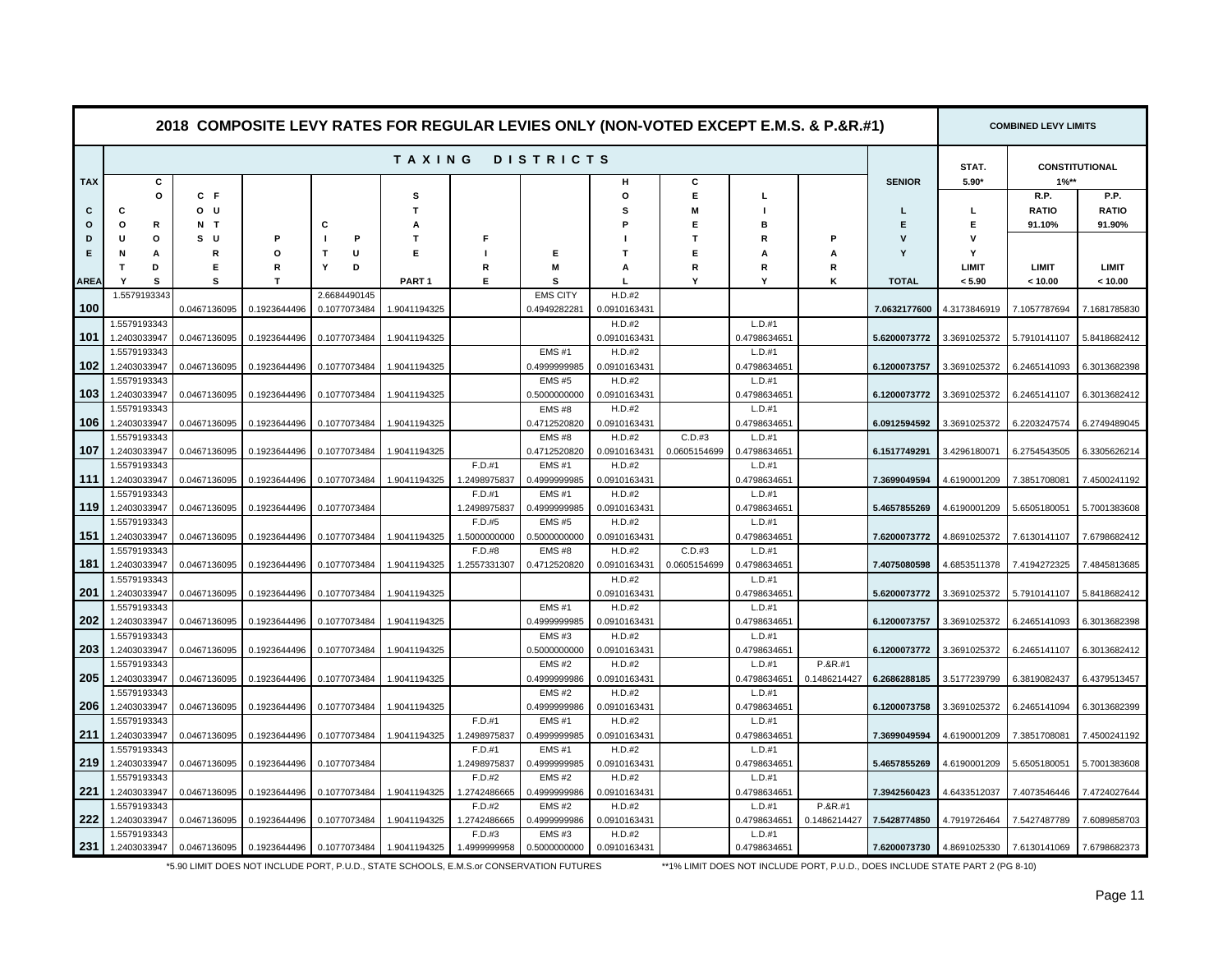# 2018 COMPOSITE LEVY RATES FOR REGULAR LEVIES ONLY (NON-VOTED EXCEPT E.M.S. & P.&R.#1)

| TAX CODE AREA | COUNTY ROADS | CONS FUTURES | PORT | CITY PUD | STATE PART 1 | FIRE | EMS | HOSPITAL | CEMETERY | LIBRARY | PARK | SENIOR LEVY TOTAL | STAT. 5.90* LEVY LIMIT < 5.90 | CONSTITUTIONAL 1%** R.P. RATIO 91.10% LIMIT < 10.00 | CONSTITUTIONAL 1%** P.P. RATIO 91.90% LIMIT < 10.00 |
|---|---|---|---|---|---|---|---|---|---|---|---|---|---|---|---|
| 100 | 1.5579193343 | 0.0467136095 | 0.1923644496 | 2.6684490145<br>0.1077073484 | 1.9041194325 | | EMS CITY<br>0.4949282281 | H.D.#2<br>0.0910163431 | | | | 7.0632177600 | 4.3173846919 | 7.1057787694 | 7.1681785830 |
| 101 | 1.5579193343<br>1.2403033947 | 0.0467136095 | 0.1923644496 | 0.1077073484 | 1.9041194325 | | | H.D.#2<br>0.0910163431 | | L.D.#1<br>0.4798634651 | | 5.6200073772 | 3.3691025372 | 5.7910141107 | 5.8418682412 |
| 102 | 1.5579193343<br>1.2403033947 | 0.0467136095 | 0.1923644496 | 0.1077073484 | 1.9041194325 | | EMS #1<br>0.4999999985 | H.D.#2<br>0.0910163431 | | L.D.#1<br>0.4798634651 | | 6.1200073757 | 3.3691025372 | 6.2465141093 | 6.3013682398 |
| 103 | 1.5579193343<br>1.2403033947 | 0.0467136095 | 0.1923644496 | 0.1077073484 | 1.9041194325 | | EMS #5<br>0.5000000000 | H.D.#2<br>0.0910163431 | | L.D.#1<br>0.4798634651 | | 6.1200073772 | 3.3691025372 | 6.2465141107 | 6.3013682412 |
| 106 | 1.5579193343<br>1.2403033947 | 0.0467136095 | 0.1923644496 | 0.1077073484 | 1.9041194325 | | EMS #8<br>0.4712520820 | H.D.#2<br>0.0910163431 | | L.D.#1<br>0.4798634651 | | 6.0912594592 | 3.3691025372 | 6.2203247574 | 6.2749489045 |
| 107 | 1.5579193343<br>1.2403033947 | 0.0467136095 | 0.1923644496 | 0.1077073484 | 1.9041194325 | | EMS #8<br>0.4712520820 | H.D.#2<br>0.0910163431 | C.D.#3<br>0.0605154699 | L.D.#1<br>0.4798634651 | | 6.1517749291 | 3.4296180071 | 6.2754543505 | 6.3305626214 |
| 111 | 1.5579193343<br>1.2403033947 | 0.0467136095 | 0.1923644496 | 0.1077073484 | 1.9041194325 | F.D.#1<br>1.2498975837 | EMS #1<br>0.4999999985 | H.D.#2<br>0.0910163431 | | L.D.#1<br>0.4798634651 | | 7.3699049594 | 4.6190001209 | 7.3851708081 | 7.4500241192 |
| 119 | 1.5579193343<br>1.2403033947 | 0.0467136095 | 0.1923644496 | 0.1077073484 | | F.D.#1<br>1.2498975837 | EMS #1<br>0.4999999985 | H.D.#2<br>0.0910163431 | | L.D.#1<br>0.4798634651 | | 5.4657855269 | 4.6190001209 | 5.6505180051 | 5.7001383608 |
| 151 | 1.5579193343<br>1.2403033947 | 0.0467136095 | 0.1923644496 | 0.1077073484 | 1.9041194325 | F.D.#5<br>1.5000000000 | EMS #5<br>0.5000000000 | H.D.#2<br>0.0910163431 | | L.D.#1<br>0.4798634651 | | 7.6200073772 | 4.8691025372 | 7.6130141107 | 7.6798682412 |
| 181 | 1.5579193343<br>1.2403033947 | 0.0467136095 | 0.1923644496 | 0.1077073484 | 1.9041194325 | F.D.#8<br>1.2557331307 | EMS #8<br>0.4712520820 | H.D.#2<br>0.0910163431 | C.D.#3<br>0.0605154699 | L.D.#1<br>0.4798634651 | | 7.4075080598 | 4.6853511378 | 7.4194272325 | 7.4845813685 |
| 201 | 1.5579193343<br>1.2403033947 | 0.0467136095 | 0.1923644496 | 0.1077073484 | 1.9041194325 | | | H.D.#2<br>0.0910163431 | | L.D.#1<br>0.4798634651 | | 5.6200073772 | 3.3691025372 | 5.7910141107 | 5.8418682412 |
| 202 | 1.5579193343<br>1.2403033947 | 0.0467136095 | 0.1923644496 | 0.1077073484 | 1.9041194325 | | EMS #1<br>0.4999999985 | H.D.#2<br>0.0910163431 | | L.D.#1<br>0.4798634651 | | 6.1200073757 | 3.3691025372 | 6.2465141093 | 6.3013682398 |
| 203 | 1.5579193343<br>1.2403033947 | 0.0467136095 | 0.1923644496 | 0.1077073484 | 1.9041194325 | | EMS #3<br>0.5000000000 | H.D.#2<br>0.0910163431 | | L.D.#1<br>0.4798634651 | | 6.1200073772 | 3.3691025372 | 6.2465141107 | 6.3013682412 |
| 205 | 1.5579193343<br>1.2403033947 | 0.0467136095 | 0.1923644496 | 0.1077073484 | 1.9041194325 | | EMS #2<br>0.4999999986 | H.D.#2<br>0.0910163431 | | L.D.#1<br>0.4798634651 | P.&R.#1<br>0.1486214427 | 6.2686288185 | 3.5177239799 | 6.3819082437 | 6.4379513457 |
| 206 | 1.5579193343<br>1.2403033947 | 0.0467136095 | 0.1923644496 | 0.1077073484 | 1.9041194325 | | EMS #2<br>0.4999999986 | H.D.#2<br>0.0910163431 | | L.D.#1<br>0.4798634651 | | 6.1200073758 | 3.3691025372 | 6.2465141094 | 6.3013682399 |
| 211 | 1.5579193343<br>1.2403033947 | 0.0467136095 | 0.1923644496 | 0.1077073484 | 1.9041194325 | F.D.#1<br>1.2498975837 | EMS #1<br>0.4999999985 | H.D.#2<br>0.0910163431 | | L.D.#1<br>0.4798634651 | | 7.3699049594 | 4.6190001209 | 7.3851708081 | 7.4500241192 |
| 219 | 1.5579193343<br>1.2403033947 | 0.0467136095 | 0.1923644496 | 0.1077073484 | | F.D.#1<br>1.2498975837 | EMS #1<br>0.4999999985 | H.D.#2<br>0.0910163431 | | L.D.#1<br>0.4798634651 | | 5.4657855269 | 4.6190001209 | 5.6505180051 | 5.7001383608 |
| 221 | 1.5579193343<br>1.2403033947 | 0.0467136095 | 0.1923644496 | 0.1077073484 | 1.9041194325 | F.D.#2<br>1.2742486665 | EMS #2<br>0.4999999986 | H.D.#2<br>0.0910163431 | | L.D.#1<br>0.4798634651 | | 7.3942560423 | 4.6433512037 | 7.4073546446 | 7.4724027644 |
| 222 | 1.5579193343<br>1.2403033947 | 0.0467136095 | 0.1923644496 | 0.1077073484 | 1.9041194325 | F.D.#2<br>1.2742486665 | EMS #2<br>0.4999999986 | H.D.#2<br>0.0910163431 | | L.D.#1<br>0.4798634651 | P.&R.#1<br>0.1486214427 | 7.5428774850 | 4.7919726464 | 7.5427487789 | 7.6089858703 |
| 231 | 1.5579193343<br>1.2403033947 | 0.0467136095 | 0.1923644496 | 0.1077073484 | 1.9041194325 | F.D.#3<br>1.4999999958 | EMS #3<br>0.5000000000 | H.D.#2<br>0.0910163431 | | L.D.#1<br>0.4798634651 | | 7.6200073730 | 4.8691025330 | 7.6130141069 | 7.6798682373 |

*5.90 LIMIT DOES NOT INCLUDE PORT, P.U.D., STATE SCHOOLS, E.M.S.or CONSERVATION FUTURES

**1% LIMIT DOES NOT INCLUDE PORT, P.U.D., DOES INCLUDE STATE PART 2 (PG 8-10)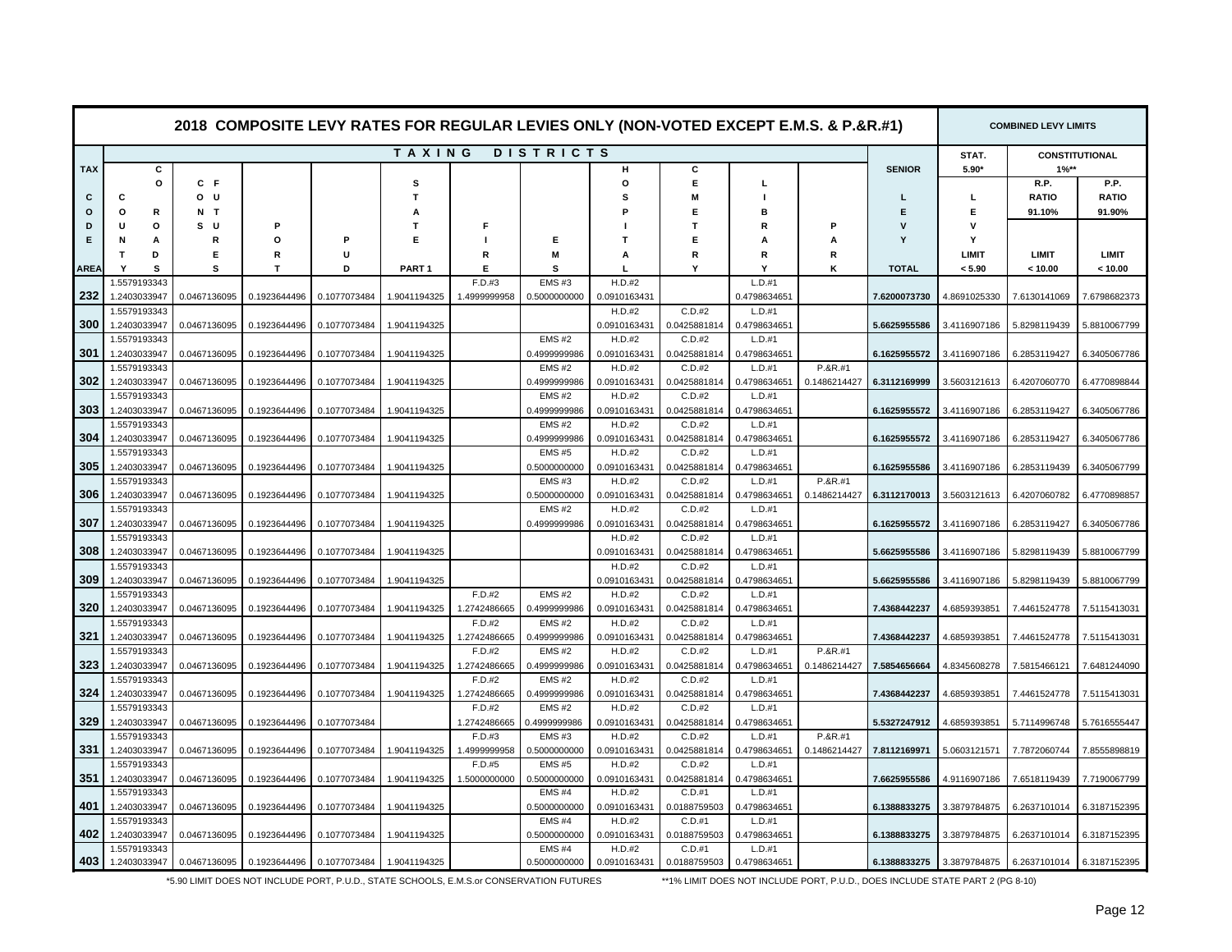| 2018 COMPOSITE LEVY RATES FOR REGULAR LEVIES ONLY (NON-VOTED EXCEPT E.M.S. & P.&R.#1) | | | | | | | | | | | | | | COMBINED LEVY LIMITS | | |
|---|---|---|---|---|---|---|---|---|---|---|---|---|---|---|---|---|
| | TAXING DISTRICTS | | | | | | | | | | | | | STAT. 5.90* | CONSTITUTIONAL 1%** | |
| TAX CODE AREA | COUNTY CO ROADS | CO FUTURES | PORT | PUD | STATE PART 1 | FIRE | EMS | HOSPITAL | CEMETERY | LIBRARY | PARK | SENIOR LEVY TOTAL | LEVY LIMIT < 5.90 | R.P. RATIO 91.10% LIMIT < 10.00 | P.P. RATIO 91.90% LIMIT < 10.00 |
| 232 | 1.5579193343 1.2403033947 | 0.0467136095 | 0.1923644496 | 0.1077073484 | 1.9041194325 | F.D.#3 1.4999999958 | EMS #3 0.5000000000 | H.D.#2 0.0910163431 | | L.D.#1 0.4798634651 | | 7.6200073730 | 4.8691025330 | 7.6130141069 | 7.6798682373 |
| 300 | 1.5579193343 1.2403033947 | 0.0467136095 | 0.1923644496 | 0.1077073484 | 1.9041194325 | | | H.D.#2 0.0910163431 | C.D.#2 0.0425881814 | L.D.#1 0.4798634651 | | 5.6625955586 | 3.4116907186 | 5.8298119439 | 5.8810067799 |
| 301 | 1.5579193343 1.2403033947 | 0.0467136095 | 0.1923644496 | 0.1077073484 | 1.9041194325 | | EMS #2 0.4999999986 | H.D.#2 0.0910163431 | C.D.#2 0.0425881814 | L.D.#1 0.4798634651 | | 6.1625955572 | 3.4116907186 | 6.2853119427 | 6.3405067786 |
| 302 | 1.5579193343 1.2403033947 | 0.0467136095 | 0.1923644496 | 0.1077073484 | 1.9041194325 | | EMS #2 0.4999999986 | H.D.#2 0.0910163431 | C.D.#2 0.0425881814 | L.D.#1 0.4798634651 | P.&R.#1 0.1486214427 | 6.3112169999 | 3.5603121613 | 6.4207060770 | 6.4770898844 |
| 303 | 1.5579193343 1.2403033947 | 0.0467136095 | 0.1923644496 | 0.1077073484 | 1.9041194325 | | EMS #2 0.4999999986 | H.D.#2 0.0910163431 | C.D.#2 0.0425881814 | L.D.#1 0.4798634651 | | 6.1625955572 | 3.4116907186 | 6.2853119427 | 6.3405067786 |
| 304 | 1.5579193343 1.2403033947 | 0.0467136095 | 0.1923644496 | 0.1077073484 | 1.9041194325 | | EMS #2 0.4999999986 | H.D.#2 0.0910163431 | C.D.#2 0.0425881814 | L.D.#1 0.4798634651 | | 6.1625955572 | 3.4116907186 | 6.2853119427 | 6.3405067786 |
| 305 | 1.5579193343 1.2403033947 | 0.0467136095 | 0.1923644496 | 0.1077073484 | 1.9041194325 | | EMS #5 0.5000000000 | H.D.#2 0.0910163431 | C.D.#2 0.0425881814 | L.D.#1 0.4798634651 | | 6.1625955586 | 3.4116907186 | 6.2853119439 | 6.3405067799 |
| 306 | 1.5579193343 1.2403033947 | 0.0467136095 | 0.1923644496 | 0.1077073484 | 1.9041194325 | | EMS #3 0.5000000000 | H.D.#2 0.0910163431 | C.D.#2 0.0425881814 | L.D.#1 0.4798634651 | P.&R.#1 0.1486214427 | 6.3112170013 | 3.5603121613 | 6.4207060782 | 6.4770898857 |
| 307 | 1.5579193343 1.2403033947 | 0.0467136095 | 0.1923644496 | 0.1077073484 | 1.9041194325 | | EMS #2 0.4999999986 | H.D.#2 0.0910163431 | C.D.#2 0.0425881814 | L.D.#1 0.4798634651 | | 6.1625955572 | 3.4116907186 | 6.2853119427 | 6.3405067786 |
| 308 | 1.5579193343 1.2403033947 | 0.0467136095 | 0.1923644496 | 0.1077073484 | 1.9041194325 | | | H.D.#2 0.0910163431 | C.D.#2 0.0425881814 | L.D.#1 0.4798634651 | | 5.6625955586 | 3.4116907186 | 5.8298119439 | 5.8810067799 |
| 309 | 1.5579193343 1.2403033947 | 0.0467136095 | 0.1923644496 | 0.1077073484 | 1.9041194325 | | | H.D.#2 0.0910163431 | C.D.#2 0.0425881814 | L.D.#1 0.4798634651 | | 5.6625955586 | 3.4116907186 | 5.8298119439 | 5.8810067799 |
| 320 | 1.5579193343 1.2403033947 | 0.0467136095 | 0.1923644496 | 0.1077073484 | 1.9041194325 | F.D.#2 1.2742486665 | EMS #2 0.4999999986 | H.D.#2 0.0910163431 | C.D.#2 0.0425881814 | L.D.#1 0.4798634651 | | 7.4368442237 | 4.6859393851 | 7.4461524778 | 7.5115413031 |
| 321 | 1.5579193343 1.2403033947 | 0.0467136095 | 0.1923644496 | 0.1077073484 | 1.9041194325 | F.D.#2 1.2742486665 | EMS #2 0.4999999986 | H.D.#2 0.0910163431 | C.D.#2 0.0425881814 | L.D.#1 0.4798634651 | | 7.4368442237 | 4.6859393851 | 7.4461524778 | 7.5115413031 |
| 323 | 1.5579193343 1.2403033947 | 0.0467136095 | 0.1923644496 | 0.1077073484 | 1.9041194325 | F.D.#2 1.2742486665 | EMS #2 0.4999999986 | H.D.#2 0.0910163431 | C.D.#2 0.0425881814 | L.D.#1 0.4798634651 | P.&R.#1 0.1486214427 | 7.5854656664 | 4.8345608278 | 7.5815466121 | 7.6481244090 |
| 324 | 1.5579193343 1.2403033947 | 0.0467136095 | 0.1923644496 | 0.1077073484 | 1.9041194325 | F.D.#2 1.2742486665 | EMS #2 0.4999999986 | H.D.#2 0.0910163431 | C.D.#2 0.0425881814 | L.D.#1 0.4798634651 | | 7.4368442237 | 4.6859393851 | 7.4461524778 | 7.5115413031 |
| 329 | 1.5579193343 1.2403033947 | 0.0467136095 | 0.1923644496 | 0.1077073484 | | F.D.#2 1.2742486665 | EMS #2 0.4999999986 | H.D.#2 0.0910163431 | C.D.#2 0.0425881814 | L.D.#1 0.4798634651 | | 5.5327247912 | 4.6859393851 | 5.7114996748 | 5.7616555447 |
| 331 | 1.5579193343 1.2403033947 | 0.0467136095 | 0.1923644496 | 0.1077073484 | 1.9041194325 | F.D.#3 1.4999999958 | EMS #3 0.5000000000 | H.D.#2 0.0910163431 | C.D.#2 0.0425881814 | L.D.#1 0.4798634651 | P.&R.#1 0.1486214427 | 7.8112169971 | 5.0603121571 | 7.7872060744 | 7.8555898819 |
| 351 | 1.5579193343 1.2403033947 | 0.0467136095 | 0.1923644496 | 0.1077073484 | 1.9041194325 | F.D.#5 1.5000000000 | EMS #5 0.5000000000 | H.D.#2 0.0910163431 | C.D.#2 0.0425881814 | L.D.#1 0.4798634651 | | 7.6625955586 | 4.9116907186 | 7.6518119439 | 7.7190067799 |
| 401 | 1.5579193343 1.2403033947 | 0.0467136095 | 0.1923644496 | 0.1077073484 | 1.9041194325 | | EMS #4 0.5000000000 | H.D.#2 0.0910163431 | C.D.#1 0.0188759503 | L.D.#1 0.4798634651 | | 6.1388833275 | 3.3879784875 | 6.2637101014 | 6.3187152395 |
| 402 | 1.5579193343 1.2403033947 | 0.0467136095 | 0.1923644496 | 0.1077073484 | 1.9041194325 | | EMS #4 0.5000000000 | H.D.#2 0.0910163431 | C.D.#1 0.0188759503 | L.D.#1 0.4798634651 | | 6.1388833275 | 3.3879784875 | 6.2637101014 | 6.3187152395 |
| 403 | 1.5579193343 1.2403033947 | 0.0467136095 | 0.1923644496 | 0.1077073484 | 1.9041194325 | | EMS #4 0.5000000000 | H.D.#2 0.0910163431 | C.D.#1 0.0188759503 | L.D.#1 0.4798634651 | | 6.1388833275 | 3.3879784875 | 6.2637101014 | 6.3187152395 |

*5.90 LIMIT DOES NOT INCLUDE PORT, P.U.D., STATE SCHOOLS, E.M.S.or CONSERVATION FUTURES

**1% LIMIT DOES NOT INCLUDE PORT, P.U.D., DOES INCLUDE STATE PART 2 (PG 8-10)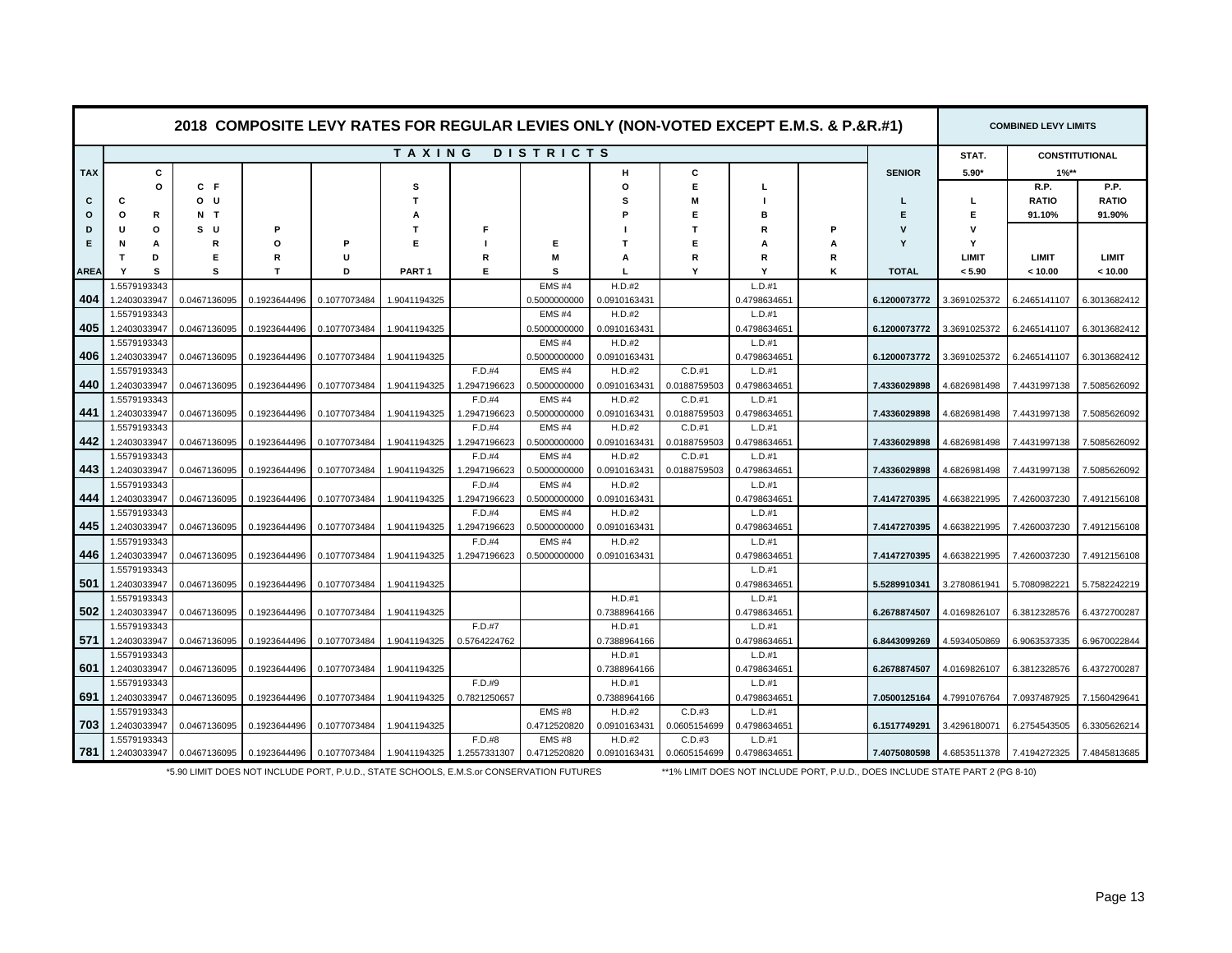## 2018 COMPOSITE LEVY RATES FOR REGULAR LEVIES ONLY (NON-VOTED EXCEPT E.M.S. & P.&R.#1)

| TAX CODE AREA | COUNTY ROADS | CONFLUENCE FUNDS | PORT | PUD | STATE PART 1 | FIRE | EMS | HOSPITAL | CEMETERY | LIBRARY | PARK | SENIOR LEVY TOTAL | COMBINED LEVY LIMITS STAT. 5.90* LEVY LIMIT < 5.90 | CONSTITUTIONAL 1%** R.P. RATIO 91.10% LIMIT < 10.00 | CONSTITUTIONAL 1%** P.P. RATIO 91.90% LIMIT < 10.00 |
|---|---|---|---|---|---|---|---|---|---|---|---|---|---|---|---|
| 404 | 1.5579193343 1.2403033947 | 0.0467136095 | 0.1923644496 | 0.1077073484 | 1.9041194325 | | EMS #4 0.5000000000 | H.D.#2 0.0910163431 | | L.D.#1 0.4798634651 | | 6.1200073772 | 3.3691025372 | 6.2465141107 | 6.3013682412 |
| 405 | 1.5579193343 1.2403033947 | 0.0467136095 | 0.1923644496 | 0.1077073484 | 1.9041194325 | | EMS #4 0.5000000000 | H.D.#2 0.0910163431 | | L.D.#1 0.4798634651 | | 6.1200073772 | 3.3691025372 | 6.2465141107 | 6.3013682412 |
| 406 | 1.5579193343 1.2403033947 | 0.0467136095 | 0.1923644496 | 0.1077073484 | 1.9041194325 | | EMS #4 0.5000000000 | H.D.#2 0.0910163431 | | L.D.#1 0.4798634651 | | 6.1200073772 | 3.3691025372 | 6.2465141107 | 6.3013682412 |
| 440 | 1.5579193343 1.2403033947 | 0.0467136095 | 0.1923644496 | 0.1077073484 | 1.9041194325 | F.D.#4 1.2947196623 | EMS #4 0.5000000000 | H.D.#2 0.0910163431 | C.D.#1 0.0188759503 | L.D.#1 0.4798634651 | | 7.4336029898 | 4.6826981498 | 7.4431997138 | 7.5085626092 |
| 441 | 1.5579193343 1.2403033947 | 0.0467136095 | 0.1923644496 | 0.1077073484 | 1.9041194325 | F.D.#4 1.2947196623 | EMS #4 0.5000000000 | H.D.#2 0.0910163431 | C.D.#1 0.0188759503 | L.D.#1 0.4798634651 | | 7.4336029898 | 4.6826981498 | 7.4431997138 | 7.5085626092 |
| 442 | 1.5579193343 1.2403033947 | 0.0467136095 | 0.1923644496 | 0.1077073484 | 1.9041194325 | F.D.#4 1.2947196623 | EMS #4 0.5000000000 | H.D.#2 0.0910163431 | C.D.#1 0.0188759503 | L.D.#1 0.4798634651 | | 7.4336029898 | 4.6826981498 | 7.4431997138 | 7.5085626092 |
| 443 | 1.5579193343 1.2403033947 | 0.0467136095 | 0.1923644496 | 0.1077073484 | 1.9041194325 | F.D.#4 1.2947196623 | EMS #4 0.5000000000 | H.D.#2 0.0910163431 | C.D.#1 0.0188759503 | L.D.#1 0.4798634651 | | 7.4336029898 | 4.6826981498 | 7.4431997138 | 7.5085626092 |
| 444 | 1.5579193343 1.2403033947 | 0.0467136095 | 0.1923644496 | 0.1077073484 | 1.9041194325 | F.D.#4 1.2947196623 | EMS #4 0.5000000000 | H.D.#2 0.0910163431 | | L.D.#1 0.4798634651 | | 7.4147270395 | 4.6638221995 | 7.4260037230 | 7.4912156108 |
| 445 | 1.5579193343 1.2403033947 | 0.0467136095 | 0.1923644496 | 0.1077073484 | 1.9041194325 | F.D.#4 1.2947196623 | EMS #4 0.5000000000 | H.D.#2 0.0910163431 | | L.D.#1 0.4798634651 | | 7.4147270395 | 4.6638221995 | 7.4260037230 | 7.4912156108 |
| 446 | 1.5579193343 1.2403033947 | 0.0467136095 | 0.1923644496 | 0.1077073484 | 1.9041194325 | F.D.#4 1.2947196623 | EMS #4 0.5000000000 | H.D.#2 0.0910163431 | | L.D.#1 0.4798634651 | | 7.4147270395 | 4.6638221995 | 7.4260037230 | 7.4912156108 |
| 501 | 1.5579193343 1.2403033947 | 0.0467136095 | 0.1923644496 | 0.1077073484 | 1.9041194325 | | | | | L.D.#1 0.4798634651 | | 5.5289910341 | 3.2780861941 | 5.7080982221 | 5.7582242219 |
| 502 | 1.5579193343 1.2403033947 | 0.0467136095 | 0.1923644496 | 0.1077073484 | 1.9041194325 | | | H.D.#1 0.7388964166 | | L.D.#1 0.4798634651 | | 6.2678874507 | 4.0169826107 | 6.3812328576 | 6.4372700287 |
| 571 | 1.5579193343 1.2403033947 | 0.0467136095 | 0.1923644496 | 0.1077073484 | 1.9041194325 | F.D.#7 0.5764224762 | | H.D.#1 0.7388964166 | | L.D.#1 0.4798634651 | | 6.8443099269 | 4.5934050869 | 6.9063537335 | 6.9670022844 |
| 601 | 1.5579193343 1.2403033947 | 0.0467136095 | 0.1923644496 | 0.1077073484 | 1.9041194325 | | | H.D.#1 0.7388964166 | | L.D.#1 0.4798634651 | | 6.2678874507 | 4.0169826107 | 6.3812328576 | 6.4372700287 |
| 691 | 1.5579193343 1.2403033947 | 0.0467136095 | 0.1923644496 | 0.1077073484 | 1.9041194325 | F.D.#9 0.7821250657 | | H.D.#1 0.7388964166 | | L.D.#1 0.4798634651 | | 7.0500125164 | 4.7991076764 | 7.0937487925 | 7.1560429641 |
| 703 | 1.5579193343 1.2403033947 | 0.0467136095 | 0.1923644496 | 0.1077073484 | 1.9041194325 | | EMS #8 0.4712520820 | H.D.#2 0.0910163431 | C.D.#3 0.0605154699 | L.D.#1 0.4798634651 | | 6.1517749291 | 3.4296180071 | 6.2754543505 | 6.3305626214 |
| 781 | 1.5579193343 1.2403033947 | 0.0467136095 | 0.1923644496 | 0.1077073484 | 1.9041194325 | F.D.#8 1.2557331307 | EMS #8 0.4712520820 | H.D.#2 0.0910163431 | C.D.#3 0.0605154699 | L.D.#1 0.4798634651 | | 7.4075080598 | 4.6853511378 | 7.4194272325 | 7.4845813685 |

*5.90 LIMIT DOES NOT INCLUDE PORT, P.U.D., STATE SCHOOLS, E.M.S.or CONSERVATION FUTURES

**1% LIMIT DOES NOT INCLUDE PORT, P.U.D., DOES INCLUDE STATE PART 2 (PG 8-10)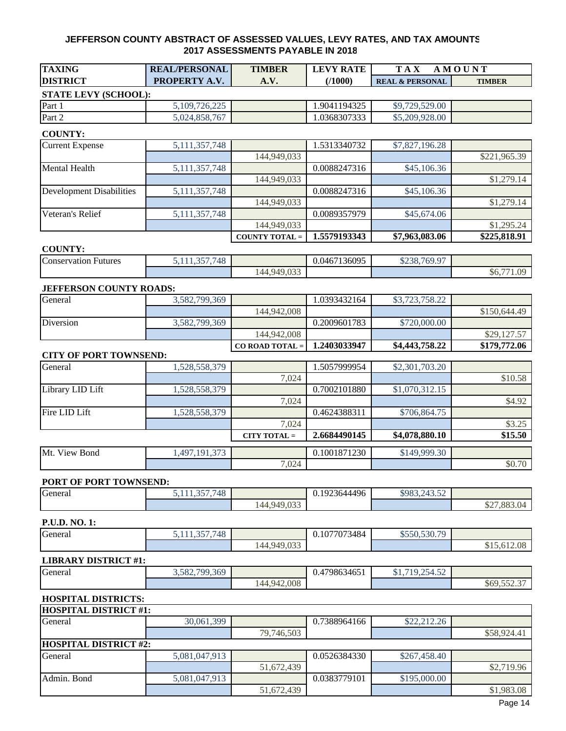# JEFFERSON COUNTY ABSTRACT OF ASSESSED VALUES, LEVY RATES, AND TAX AMOUNTS
## 2017 ASSESSMENTS PAYABLE IN 2018

| TAXING DISTRICT | REAL/PERSONAL PROPERTY A.V. | TIMBER A.V. | LEVY RATE (/1000) | TAX AMOUNT REAL & PERSONAL | TAX AMOUNT TIMBER |
|---|---|---|---|---|---|
| **STATE LEVY (SCHOOL):** | | | | | |
| Part 1 | 5,109,726,225 | | 1.9041194325 | $9,729,529.00 | |
| Part 2 | 5,024,858,767 | | 1.0368307333 | $5,209,928.00 | |
| **COUNTY:** | | | | | |
| Current Expense | 5,111,357,748 | | 1.5313340732 | $7,827,196.28 | |
| | | 144,949,033 | | | $221,965.39 |
| Mental Health | 5,111,357,748 | | 0.0088247316 | $45,106.36 | |
| | | 144,949,033 | | | $1,279.14 |
| Development Disabilities | 5,111,357,748 | | 0.0088247316 | $45,106.36 | |
| | | 144,949,033 | | | $1,279.14 |
| Veteran's Relief | 5,111,357,748 | | 0.0089357979 | $45,674.06 | |
| | | 144,949,033 | | | $1,295.24 |
| | | **COUNTY TOTAL =** | **1.5579193343** | **$7,963,083.06** | **$225,818.91** |
| **COUNTY:** | | | | | |
| Conservation Futures | 5,111,357,748 | | 0.0467136095 | $238,769.97 | |
| | | 144,949,033 | | | $6,771.09 |
| **JEFFERSON COUNTY ROADS:** | | | | | |
| General | 3,582,799,369 | | 1.0393432164 | $3,723,758.22 | |
| | | 144,942,008 | | | $150,644.49 |
| Diversion | 3,582,799,369 | | 0.2009601783 | $720,000.00 | |
| | | 144,942,008 | | | $29,127.57 |
| | | **CO ROAD TOTAL =** | **1.2403033947** | **$4,443,758.22** | **$179,772.06** |
| **CITY OF PORT TOWNSEND:** | | | | | |
| General | 1,528,558,379 | | 1.5057999954 | $2,301,703.20 | |
| | | 7,024 | | | $10.58 |
| Library LID Lift | 1,528,558,379 | | 0.7002101880 | $1,070,312.15 | |
| | | 7,024 | | | $4.92 |
| Fire LID Lift | 1,528,558,379 | | 0.4624388311 | $706,864.75 | |
| | | 7,024 | | | $3.25 |
| | | **CITY TOTAL =** | **2.6684490145** | **$4,078,880.10** | **$15.50** |
| Mt. View Bond | 1,497,191,373 | | 0.1001871230 | $149,999.30 | |
| | | 7,024 | | | $0.70 |
| **PORT OF PORT TOWNSEND:** | | | | | |
| General | 5,111,357,748 | | 0.1923644496 | $983,243.52 | |
| | | 144,949,033 | | | $27,883.04 |
| **P.U.D. NO. 1:** | | | | | |
| General | 5,111,357,748 | | 0.1077073484 | $550,530.79 | |
| | | 144,949,033 | | | $15,612.08 |
| **LIBRARY DISTRICT #1:** | | | | | |
| General | 3,582,799,369 | | 0.4798634651 | $1,719,254.52 | |
| | | 144,942,008 | | | $69,552.37 |
| **HOSPITAL DISTRICTS:** | | | | | |
| **HOSPITAL DISTRICT #1:** | | | | | |
| General | 30,061,399 | | 0.7388964166 | $22,212.26 | |
| | | 79,746,503 | | | $58,924.41 |
| **HOSPITAL DISTRICT #2:** | | | | | |
| General | 5,081,047,913 | | 0.0526384330 | $267,458.40 | |
| | | 51,672,439 | | | $2,719.96 |
| Admin. Bond | 5,081,047,913 | | 0.0383779101 | $195,000.00 | |
| | | 51,672,439 | | | $1,983.08 |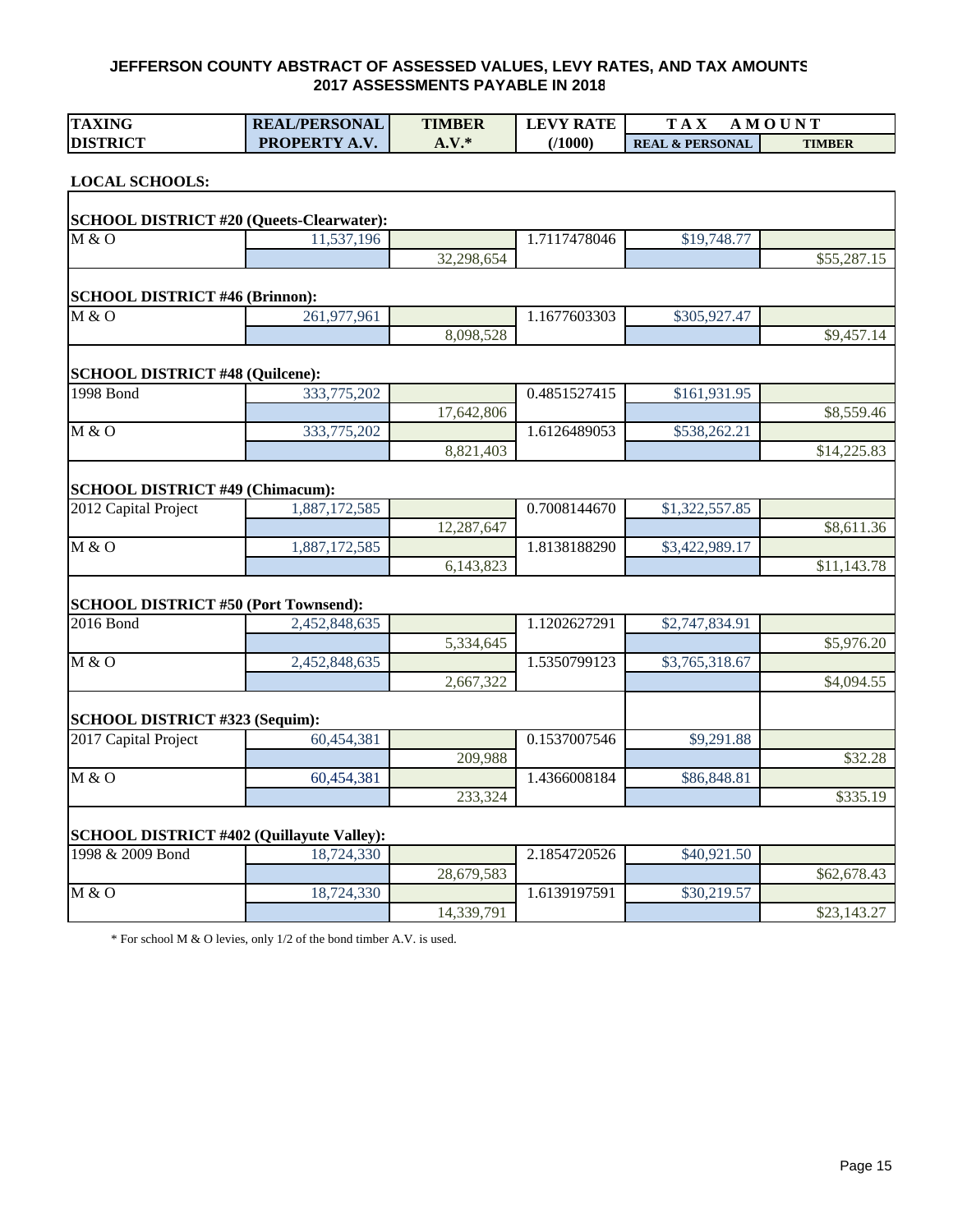# JEFFERSON COUNTY ABSTRACT OF ASSESSED VALUES, LEVY RATES, AND TAX AMOUNTS
## 2017 ASSESSMENTS PAYABLE IN 2018

| TAXING DISTRICT | REAL/PERSONAL PROPERTY A.V. | TIMBER A.V.* | LEVY RATE (/1000) | TAX AMOUNT REAL & PERSONAL | TAX AMOUNT TIMBER |
|---|---|---|---|---|---|
| **LOCAL SCHOOLS:** | | | | | |
| **SCHOOL DISTRICT #20 (Queets-Clearwater):** | | | | | |
| M & O | 11,537,196 | | 1.7117478046 | $19,748.77 | |
| | | 32,298,654 | | | $55,287.15 |
| **SCHOOL DISTRICT #46 (Brinnon):** | | | | | |
| M & O | 261,977,961 | | 1.1677603303 | $305,927.47 | |
| | | 8,098,528 | | | $9,457.14 |
| **SCHOOL DISTRICT #48 (Quilcene):** | | | | | |
| 1998 Bond | 333,775,202 | | 0.4851527415 | $161,931.95 | |
| | | 17,642,806 | | | $8,559.46 |
| M & O | 333,775,202 | | 1.6126489053 | $538,262.21 | |
| | | 8,821,403 | | | $14,225.83 |
| **SCHOOL DISTRICT #49 (Chimacum):** | | | | | |
| 2012 Capital Project | 1,887,172,585 | | 0.7008144670 | $1,322,557.85 | |
| | | 12,287,647 | | | $8,611.36 |
| M & O | 1,887,172,585 | | 1.8138188290 | $3,422,989.17 | |
| | | 6,143,823 | | | $11,143.78 |
| **SCHOOL DISTRICT #50 (Port Townsend):** | | | | | |
| 2016 Bond | 2,452,848,635 | | 1.1202627291 | $2,747,834.91 | |
| | | 5,334,645 | | | $5,976.20 |
| M & O | 2,452,848,635 | | 1.5350799123 | $3,765,318.67 | |
| | | 2,667,322 | | | $4,094.55 |
| **SCHOOL DISTRICT #323 (Sequim):** | | | | | |
| 2017 Capital Project | 60,454,381 | | 0.1537007546 | $9,291.88 | |
| | | 209,988 | | | $32.28 |
| M & O | 60,454,381 | | 1.4366008184 | $86,848.81 | |
| | | 233,324 | | | $335.19 |
| **SCHOOL DISTRICT #402 (Quillayute Valley):** | | | | | |
| 1998 & 2009 Bond | 18,724,330 | | 2.1854720526 | $40,921.50 | |
| | | 28,679,583 | | | $62,678.43 |
| M & O | 18,724,330 | | 1.6139197591 | $30,219.57 | |
| | | 14,339,791 | | | $23,143.27 |

* For school M & O levies, only 1/2 of the bond timber A.V. is used.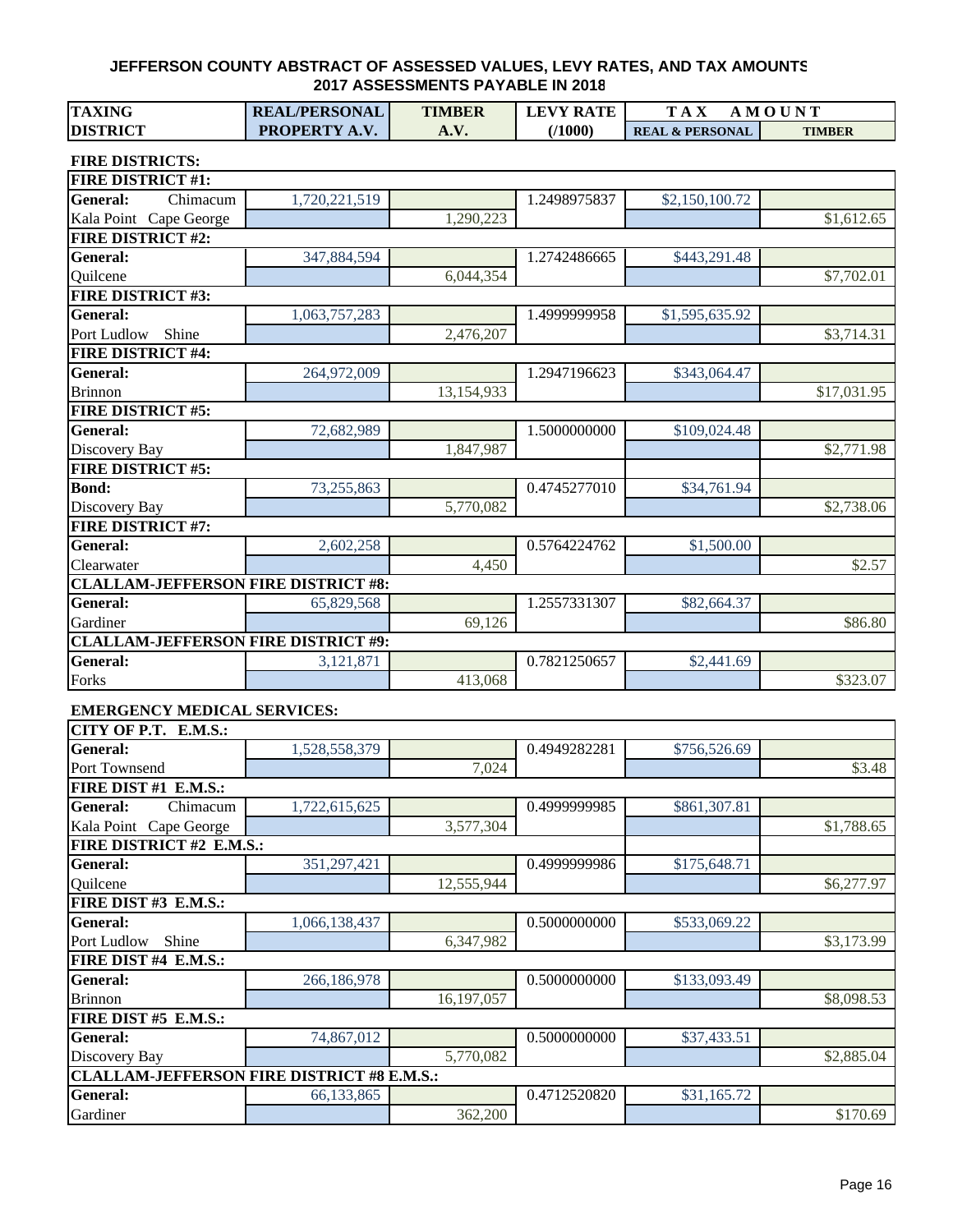# JEFFERSON COUNTY ABSTRACT OF ASSESSED VALUES, LEVY RATES, AND TAX AMOUNTS
## 2017 ASSESSMENTS PAYABLE IN 2018

| TAXING DISTRICT | REAL/PERSONAL PROPERTY A.V. | TIMBER A.V. | LEVY RATE (/1000) | TAX AMOUNT REAL & PERSONAL | TAX AMOUNT TIMBER |
|---|---|---|---|---|---|
| **FIRE DISTRICTS:** | | | | | |
| **FIRE DISTRICT #1:** | | | | | |
| **General:** Chimacum | 1,720,221,519 | | 1.2498975837 | $2,150,100.72 | |
| Kala Point Cape George | | 1,290,223 | | | $1,612.65 |
| **FIRE DISTRICT #2:** | | | | | |
| **General:** | 347,884,594 | | 1.2742486665 | $443,291.48 | |
| Quilcene | | 6,044,354 | | | $7,702.01 |
| **FIRE DISTRICT #3:** | | | | | |
| **General:** | 1,063,757,283 | | 1.4999999958 | $1,595,635.92 | |
| Port Ludlow Shine | | 2,476,207 | | | $3,714.31 |
| **FIRE DISTRICT #4:** | | | | | |
| **General:** | 264,972,009 | | 1.2947196623 | $343,064.47 | |
| Brinnon | | 13,154,933 | | | $17,031.95 |
| **FIRE DISTRICT #5:** | | | | | |
| **General:** | 72,682,989 | | 1.5000000000 | $109,024.48 | |
| Discovery Bay | | 1,847,987 | | | $2,771.98 |
| **FIRE DISTRICT #5:** | | | | | |
| **Bond:** | 73,255,863 | | 0.4745277010 | $34,761.94 | |
| Discovery Bay | | 5,770,082 | | | $2,738.06 |
| **FIRE DISTRICT #7:** | | | | | |
| **General:** | 2,602,258 | | 0.5764224762 | $1,500.00 | |
| Clearwater | | 4,450 | | | $2.57 |
| **CLALLAM-JEFFERSON FIRE DISTRICT #8:** | | | | | |
| **General:** | 65,829,568 | | 1.2557331307 | $82,664.37 | |
| Gardiner | | 69,126 | | | $86.80 |
| **CLALLAM-JEFFERSON FIRE DISTRICT #9:** | | | | | |
| **General:** | 3,121,871 | | 0.7821250657 | $2,441.69 | |
| Forks | | 413,068 | | | $323.07 |
| **EMERGENCY MEDICAL SERVICES:** | | | | | |
| **CITY OF P.T. E.M.S.:** | | | | | |
| **General:** | 1,528,558,379 | | 0.4949282281 | $756,526.69 | |
| Port Townsend | | 7,024 | | | $3.48 |
| **FIRE DIST #1 E.M.S.:** | | | | | |
| **General:** Chimacum | 1,722,615,625 | | 0.4999999985 | $861,307.81 | |
| Kala Point Cape George | | 3,577,304 | | | $1,788.65 |
| **FIRE DISTRICT #2 E.M.S.:** | | | | | |
| **General:** | 351,297,421 | | 0.4999999986 | $175,648.71 | |
| Quilcene | | 12,555,944 | | | $6,277.97 |
| **FIRE DIST #3 E.M.S.:** | | | | | |
| **General:** | 1,066,138,437 | | 0.5000000000 | $533,069.22 | |
| Port Ludlow Shine | | 6,347,982 | | | $3,173.99 |
| **FIRE DIST #4 E.M.S.:** | | | | | |
| **General:** | 266,186,978 | | 0.5000000000 | $133,093.49 | |
| Brinnon | | 16,197,057 | | | $8,098.53 |
| **FIRE DIST #5 E.M.S.:** | | | | | |
| **General:** | 74,867,012 | | 0.5000000000 | $37,433.51 | |
| Discovery Bay | | 5,770,082 | | | $2,885.04 |
| **CLALLAM-JEFFERSON FIRE DISTRICT #8 E.M.S.:** | | | | | |
| **General:** | 66,133,865 | | 0.4712520820 | $31,165.72 | |
| Gardiner | | 362,200 | | | $170.69 |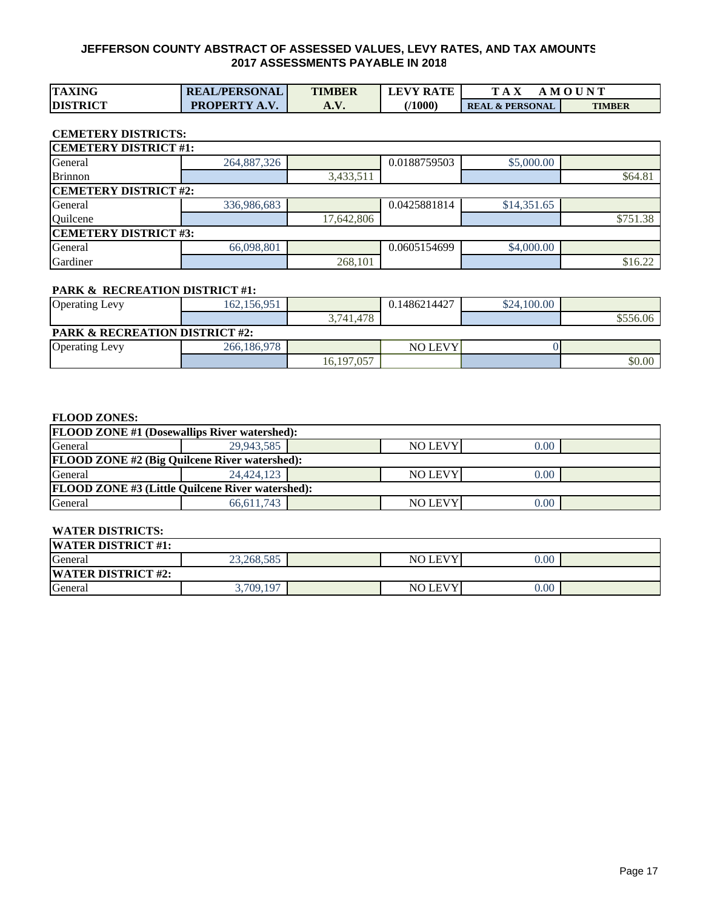# JEFFERSON COUNTY ABSTRACT OF ASSESSED VALUES, LEVY RATES, AND TAX AMOUNTS
## 2017 ASSESSMENTS PAYABLE IN 2018

| TAXING DISTRICT | REAL/PERSONAL PROPERTY A.V. | TIMBER A.V. | LEVY RATE (/1000) | TAX AMOUNT REAL & PERSONAL | TAX AMOUNT TIMBER |
|---|---|---|---|---|---|
| **CEMETERY DISTRICTS:** | | | | | |
| **CEMETERY DISTRICT #1:** | | | | | |
| General | 264,887,326 | | 0.0188759503 | $5,000.00 | |
| Brinnon | | 3,433,511 | | | $64.81 |
| **CEMETERY DISTRICT #2:** | | | | | |
| General | 336,986,683 | | 0.0425881814 | $14,351.65 | |
| Quilcene | | 17,642,806 | | | $751.38 |
| **CEMETERY DISTRICT #3:** | | | | | |
| General | 66,098,801 | | 0.0605154699 | $4,000.00 | |
| Gardiner | | 268,101 | | | $16.22 |
| **PARK & RECREATION DISTRICT #1:** | | | | | |
| Operating Levy | 162,156,951 | | 0.1486214427 | $24,100.00 | |
| | | 3,741,478 | | | $556.06 |
| **PARK & RECREATION DISTRICT #2:** | | | | | |
| Operating Levy | 266,186,978 | | NO LEVY | 0 | |
| | | 16,197,057 | | | $0.00 |
| **FLOOD ZONES:** | | | | | |
| **FLOOD ZONE #1 (Dosewallips River watershed):** | | | | | |
| General | 29,943,585 | | NO LEVY | 0.00 | |
| **FLOOD ZONE #2 (Big Quilcene River watershed):** | | | | | |
| General | 24,424,123 | | NO LEVY | 0.00 | |
| **FLOOD ZONE #3 (Little Quilcene River watershed):** | | | | | |
| General | 66,611,743 | | NO LEVY | 0.00 | |
| **WATER DISTRICTS:** | | | | | |
| **WATER DISTRICT #1:** | | | | | |
| General | 23,268,585 | | NO LEVY | 0.00 | |
| **WATER DISTRICT #2:** | | | | | |
| General | 3,709,197 | | NO LEVY | 0.00 | |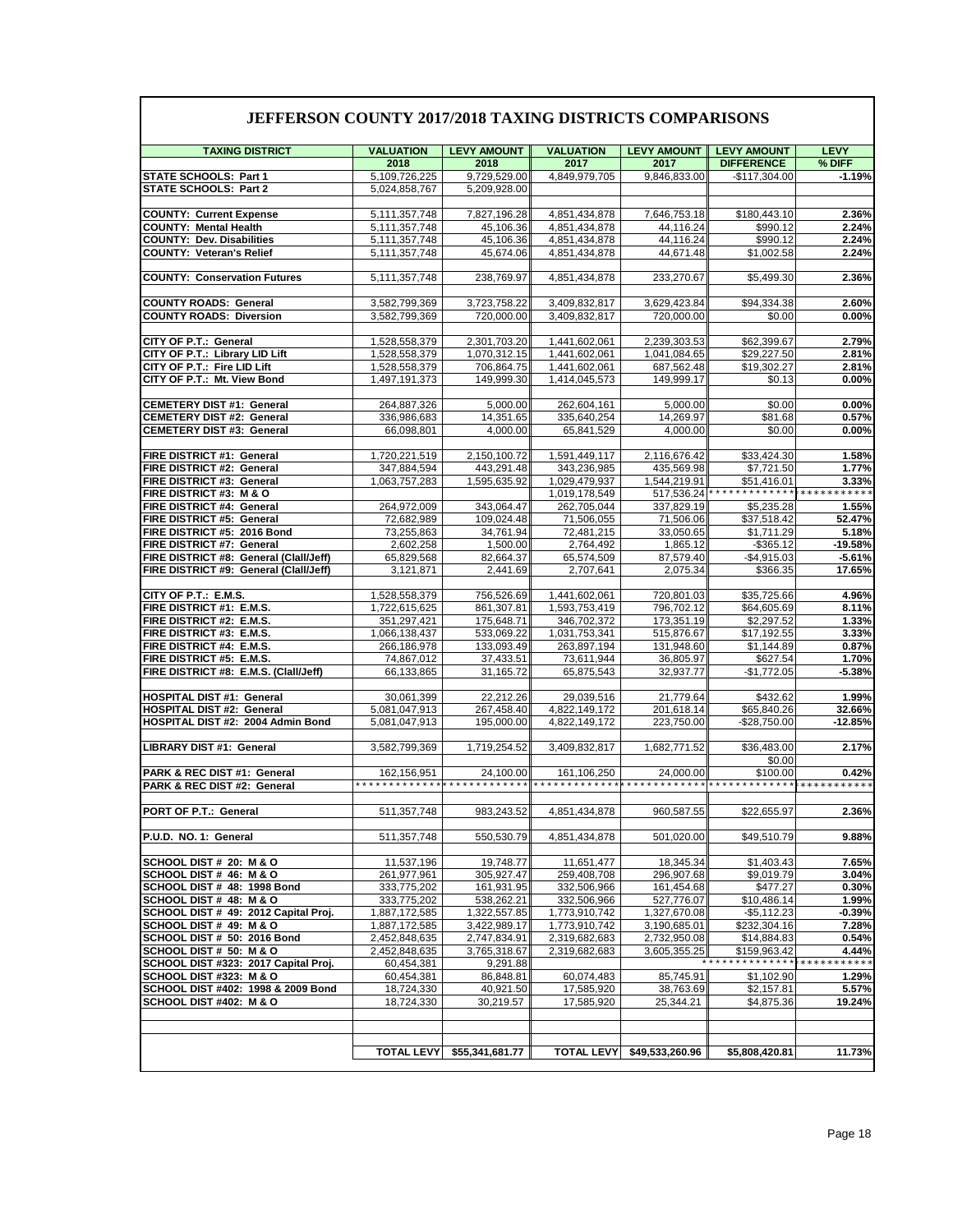# JEFFERSON COUNTY 2017/2018 TAXING DISTRICTS COMPARISONS

| TAXING DISTRICT | VALUATION 2018 | LEVY AMOUNT 2018 | VALUATION 2017 | LEVY AMOUNT 2017 | LEVY AMOUNT DIFFERENCE | LEVY % DIFF |
|---|---|---|---|---|---|---|
| STATE SCHOOLS: Part 1 | 5,109,726,225 | 9,729,529.00 | 4,849,979,705 | 9,846,833.00 | -$117,304.00 | -1.19% |
| STATE SCHOOLS: Part 2 | 5,024,858,767 | 5,209,928.00 | | | | |
| | | | | | | |
| COUNTY: Current Expense | 5,111,357,748 | 7,827,196.28 | 4,851,434,878 | 7,646,753.18 | $180,443.10 | 2.36% |
| COUNTY: Mental Health | 5,111,357,748 | 45,106.36 | 4,851,434,878 | 44,116.24 | $990.12 | 2.24% |
| COUNTY: Dev. Disabilities | 5,111,357,748 | 45,106.36 | 4,851,434,878 | 44,116.24 | $990.12 | 2.24% |
| COUNTY: Veteran's Relief | 5,111,357,748 | 45,674.06 | 4,851,434,878 | 44,671.48 | $1,002.58 | 2.24% |
| | | | | | | |
| COUNTY: Conservation Futures | 5,111,357,748 | 238,769.97 | 4,851,434,878 | 233,270.67 | $5,499.30 | 2.36% |
| | | | | | | |
| COUNTY ROADS: General | 3,582,799,369 | 3,723,758.22 | 3,409,832,817 | 3,629,423.84 | $94,334.38 | 2.60% |
| COUNTY ROADS: Diversion | 3,582,799,369 | 720,000.00 | 3,409,832,817 | 720,000.00 | $0.00 | 0.00% |
| | | | | | | |
| CITY OF P.T.: General | 1,528,558,379 | 2,301,703.20 | 1,441,602,061 | 2,239,303.53 | $62,399.67 | 2.79% |
| CITY OF P.T.: Library LID Lift | 1,528,558,379 | 1,070,312.15 | 1,441,602,061 | 1,041,084.65 | $29,227.50 | 2.81% |
| CITY OF P.T.: Fire LID Lift | 1,528,558,379 | 706,864.75 | 1,441,602,061 | 687,562.48 | $19,302.27 | 2.81% |
| CITY OF P.T.: Mt. View Bond | 1,497,191,373 | 149,999.30 | 1,414,045,573 | 149,999.17 | $0.13 | 0.00% |
| | | | | | | |
| CEMETERY DIST #1: General | 264,887,326 | 5,000.00 | 262,604,161 | 5,000.00 | $0.00 | 0.00% |
| CEMETERY DIST #2: General | 336,986,683 | 14,351.65 | 335,640,254 | 14,269.97 | $81.68 | 0.57% |
| CEMETERY DIST #3: General | 66,098,801 | 4,000.00 | 65,841,529 | 4,000.00 | $0.00 | 0.00% |
| | | | | | | |
| FIRE DISTRICT #1: General | 1,720,221,519 | 2,150,100.72 | 1,591,449,117 | 2,116,676.42 | $33,424.30 | 1.58% |
| FIRE DISTRICT #2: General | 347,884,594 | 443,291.48 | 343,236,985 | 435,569.98 | $7,721.50 | 1.77% |
| FIRE DISTRICT #3: General | 1,063,757,283 | 1,595,635.92 | 1,029,479,937 | 1,544,219.91 | $51,416.01 | 3.33% |
| FIRE DISTRICT #3: M & O | | | 1,019,178,549 | 517,536.24 | ************* | *********** |
| FIRE DISTRICT #4: General | 264,972,009 | 343,064.47 | 262,705,044 | 337,829.19 | $5,235.28 | 1.55% |
| FIRE DISTRICT #5: General | 72,682,989 | 109,024.48 | 71,506,055 | 71,506.06 | $37,518.42 | 52.47% |
| FIRE DISTRICT #5: 2016 Bond | 73,255,863 | 34,761.94 | 72,481,215 | 33,050.65 | $1,711.29 | 5.18% |
| FIRE DISTRICT #7: General | 2,602,258 | 1,500.00 | 2,764,492 | 1,865.12 | -$365.12 | -19.58% |
| FIRE DISTRICT #8: General (Clall/Jeff) | 65,829,568 | 82,664.37 | 65,574,509 | 87,579.40 | -$4,915.03 | -5.61% |
| FIRE DISTRICT #9: General (Clall/Jeff) | 3,121,871 | 2,441.69 | 2,707,641 | 2,075.34 | $366.35 | 17.65% |
| | | | | | | |
| CITY OF P.T.: E.M.S. | 1,528,558,379 | 756,526.69 | 1,441,602,061 | 720,801.03 | $35,725.66 | 4.96% |
| FIRE DISTRICT #1: E.M.S. | 1,722,615,625 | 861,307.81 | 1,593,753,419 | 796,702.12 | $64,605.69 | 8.11% |
| FIRE DISTRICT #2: E.M.S. | 351,297,421 | 175,648.71 | 346,702,372 | 173,351.19 | $2,297.52 | 1.33% |
| FIRE DISTRICT #3: E.M.S. | 1,066,138,437 | 533,069.22 | 1,031,753,341 | 515,876.67 | $17,192.55 | 3.33% |
| FIRE DISTRICT #4: E.M.S. | 266,186,978 | 133,093.49 | 263,897,194 | 131,948.60 | $1,144.89 | 0.87% |
| FIRE DISTRICT #5: E.M.S. | 74,867,012 | 37,433.51 | 73,611,944 | 36,805.97 | $627.54 | 1.70% |
| FIRE DISTRICT #8: E.M.S. (Clall/Jeff) | 66,133,865 | 31,165.72 | 65,875,543 | 32,937.77 | -$1,772.05 | -5.38% |
| | | | | | | |
| HOSPITAL DIST #1: General | 30,061,399 | 22,212.26 | 29,039,516 | 21,779.64 | $432.62 | 1.99% |
| HOSPITAL DIST #2: General | 5,081,047,913 | 267,458.40 | 4,822,149,172 | 201,618.14 | $65,840.26 | 32.66% |
| HOSPITAL DIST #2: 2004 Admin Bond | 5,081,047,913 | 195,000.00 | 4,822,149,172 | 223,750.00 | -$28,750.00 | -12.85% |
| | | | | | | |
| LIBRARY DIST #1: General | 3,582,799,369 | 1,719,254.52 | 3,409,832,817 | 1,682,771.52 | $36,483.00 | 2.17% |
| | | | | | $0.00 | |
| PARK & REC DIST #1: General | 162,156,951 | 24,100.00 | 161,106,250 | 24,000.00 | $100.00 | 0.42% |
| PARK & REC DIST #2: General | ************* | ************ | ************* | ************ | ************* | *********** |
| | | | | | | |
| PORT OF P.T.: General | 511,357,748 | 983,243.52 | 4,851,434,878 | 960,587.55 | $22,655.97 | 2.36% |
| | | | | | | |
| P.U.D. NO. 1: General | 511,357,748 | 550,530.79 | 4,851,434,878 | 501,020.00 | $49,510.79 | 9.88% |
| | | | | | | |
| SCHOOL DIST # 20: M & O | 11,537,196 | 19,748.77 | 11,651,477 | 18,345.34 | $1,403.43 | 7.65% |
| SCHOOL DIST # 46: M & O | 261,977,961 | 305,927.47 | 259,408,708 | 296,907.68 | $9,019.79 | 3.04% |
| SCHOOL DIST # 48: 1998 Bond | 333,775,202 | 161,931.95 | 332,506,966 | 161,454.68 | $477.27 | 0.30% |
| SCHOOL DIST # 48: M & O | 333,775,202 | 538,262.21 | 332,506,966 | 527,776.07 | $10,486.14 | 1.99% |
| SCHOOL DIST # 49: 2012 Capital Proj. | 1,887,172,585 | 1,322,557.85 | 1,773,910,742 | 1,327,670.08 | -$5,112.23 | -0.39% |
| SCHOOL DIST # 49: M & O | 1,887,172,585 | 3,422,989.17 | 1,773,910,742 | 3,190,685.01 | $232,304.16 | 7.28% |
| SCHOOL DIST # 50: 2016 Bond | 2,452,848,635 | 2,747,834.91 | 2,319,682,683 | 2,732,950.08 | $14,884.83 | 0.54% |
| SCHOOL DIST # 50: M & O | 2,452,848,635 | 3,765,318.67 | 2,319,682,683 | 3,605,355.25 | $159,963.42 | 4.44% |
| SCHOOL DIST #323: 2017 Capital Proj. | 60,454,381 | 9,291.88 | | | ************** | *********** |
| SCHOOL DIST #323: M & O | 60,454,381 | 86,848.81 | 60,074,483 | 85,745.91 | $1,102.90 | 1.29% |
| SCHOOL DIST #402: 1998 & 2009 Bond | 18,724,330 | 40,921.50 | 17,585,920 | 38,763.69 | $2,157.81 | 5.57% |
| SCHOOL DIST #402: M & O | 18,724,330 | 30,219.57 | 17,585,920 | 25,344.21 | $4,875.36 | 19.24% |
| | | | | | | |
| | TOTAL LEVY | $55,341,681.77 | TOTAL LEVY | $49,533,260.96 | $5,808,420.81 | 11.73% |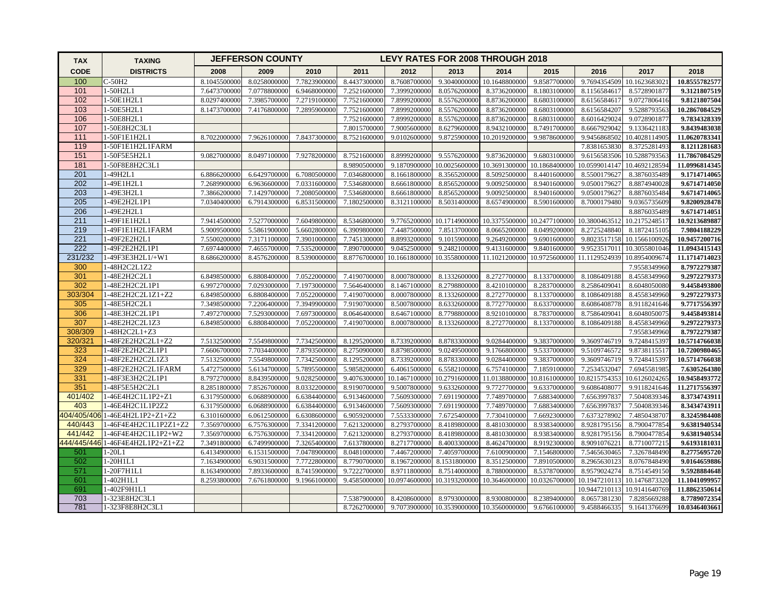| TAX CODE | TAXING DISTRICTS | JEFFERSON COUNTY 2008 | 2009 | 2010 | LEVY RATES FOR 2008 THROUGH 2018 2011 | 2012 | 2013 | 2014 | 2015 | 2016 | 2017 | 2018 |
|---|---|---|---|---|---|---|---|---|---|---|---|---|
| 100 | C-50H2 | 8.1045500000 | 8.0258000000 | 7.7823900000 | 8.4437300000 | 8.7608700000 | 9.3040000000 | 10.1648800000 | 9.8587700000 | 9.7694354509 | 10.1623683021 | **10.8555782577** |
| 101 | 1-50H2L1 | 7.6473700000 | 7.0778800000 | 6.9468000000 | 7.2521600000 | 7.3999200000 | 8.0576200000 | 8.3736200000 | 8.1803100000 | 8.1156584617 | 8.5728901877 | **9.3121807519** |
| 102 | 1-50E1H2L1 | 8.0297400000 | 7.3985700000 | 7.2719100000 | 7.7521600000 | 7.8999200000 | 8.5576200000 | 8.8736200000 | 8.6803100000 | 8.6156584617 | 9.0727806416 | **9.8121807504** |
| 103 | 1-50E5H2L1 | 8.1473700000 | 7.4176800000 | 7.2895900000 | 7.7521600000 | 7.8999200000 | 8.5576200000 | 8.8736200000 | 8.6803100000 | 8.6156584207 | 9.5288793563 | **10.2867084529** |
| 106 | 1-50E8H2L1 | | | | 7.7521600000 | 7.8999200000 | 8.5576200000 | 8.8736200000 | 8.6803100000 | 8.6016429024 | 9.0728901877 | **9.7834328339** |
| 107 | 1-50E8H2C3L1 | | | | 7.8015700000 | 7.9005600000 | 8.6279600000 | 8.9432100000 | 8.7491700000 | 8.6667929042 | 9.1336421183 | **9.8439483038** |
| 111 | 1-50F1E1H2L1 | 8.7022000000 | 7.9626100000 | 7.8437300000 | 8.7521600000 | 9.0102600000 | 9.8725900000 | 10.2019200000 | 9.9878600000 | 9.9456868502 | 10.4028114905 | **11.0620783341** |
| 119 | 1-50F1E1H2L1FARM | | | | | | | | | 7.8381653830 | 8.3725281493 | **8.1211281683** |
| 151 | 1-50F5E5H2L1 | 9.0827000000 | 8.0497100000 | 7.9278200000 | 8.7521600000 | 8.8999200000 | 9.5576200000 | 9.8736200000 | 9.6803100000 | 9.6156583506 | 10.5288793563 | **11.7867084529** |
| 181 | 1-50F8E8H2C3L1 | | | | 8.9890500000 | 9.1870900000 | 10.0025600000 | 10.3691300000 | 10.1868400000 | 10.0599014147 | 10.4692128594 | **11.0996814345** |
| 201 | 1-49H2L1 | 6.8866200000 | 6.6429700000 | 6.7080500000 | 7.0346800000 | 8.1661800000 | 8.3565200000 | 8.5092500000 | 8.4401600000 | 8.5500179627 | 8.3876035489 | **9.1714714065** |
| 202 | 1-49E1H2L1 | 7.2689900000 | 6.9636600000 | 7.0331600000 | 7.5346800000 | 8.6661800000 | 8.8565200000 | 9.0092500000 | 8.9401600000 | 9.0500179627 | 8.8874940028 | **9.6714714050** |
| 203 | 1-49E3H2L1 | 7.3866200000 | 7.1429700000 | 7.2080500000 | 7.5346800000 | 8.6661800000 | 8.8565200000 | 9.0092500000 | 8.9401600000 | 9.0500179627 | 8.8876035484 | **9.6714714065** |
| 205 | 1-49E2H2L1P1 | 7.0340400000 | 6.7914300000 | 6.8531500000 | 7.1802500000 | 8.3121100000 | 8.5031400000 | 8.6574900000 | 8.5901600000 | 8.7000179480 | 9.0365735609 | **9.8200928478** |
| 206 | 1-49E2H2L1 | | | | | | | | | | 8.8876035489 | **9.6714714051** |
| 211 | 1-49F1E1H2L1 | 7.9414500000 | 7.5277000000 | 7.6049800000 | 8.5346800000 | 9.7765200000 | 10.1714900000 | 10.3375500000 | 10.2477100000 | 10.3800463512 | 10.2175248517 | **10.9213689887** |
| 219 | 1-49F1E1H2L1FARM | 5.9009500000 | 5.5861900000 | 5.6602800000 | 6.3909800000 | 7.4487500000 | 7.8513700000 | 8.0665200000 | 8.0499200000 | 8.2725248840 | 8.1872415105 | **7.9804188229** |
| 221 | 1-49F2E2H2L1 | 7.5500200000 | 7.3171100000 | 7.3901000000 | 7.7451300000 | 8.8993200000 | 9.1015900000 | 9.2649200000 | 9.6901600000 | 9.8023517158 | 10.1566100926 | **10.9457200716** |
| 222 | 1-49F2E2H2L1P1 | 7.6974400000 | 7.4655700000 | 7.5352000000 | 7.8907000000 | 9.0452500000 | 9.2482100000 | 9.4131600000 | 9.8401600000 | 9.9523517011 | 10.3055801046 | **11.0943415143** |
| 231/232 | 1-49F3E3H2L1/+W1 | 8.6866200000 | 8.4576200000 | 8.5390000000 | 8.8776700000 | 10.1661800000 | 10.3558000000 | 11.1021200000 | 10.9725600000 | 11.1129524939 | 10.8954009674 | **11.1714714023** |
| 300 | 1-48H2C2L1Z2 | | | | | | | | | | 7.9558349960 | **8.7972279387** |
| 301 | 1-48E2H2C2L1 | 6.8498500000 | 6.8808400000 | 7.0522000000 | 7.4190700000 | 8.0007800000 | 8.1332600000 | 8.2727700000 | 8.1337000000 | 8.1086409188 | 8.4558349960 | **9.2972279373** |
| 302 | 1-48E2H2C2L1P1 | 6.9972700000 | 7.0293000000 | 7.1973000000 | 7.5646400000 | 8.1467100000 | 8.2798800000 | 8.4210100000 | 8.2837000000 | 8.2586409041 | 8.6048050080 | **9.4458493800** |
| 303/304 | 1-48E2H2C2L1Z1+Z2 | 6.8498500000 | 6.8808400000 | 7.0522000000 | 7.4190700000 | 8.0007800000 | 8.1332600000 | 8.2727700000 | 8.1337000000 | 8.1086409188 | 8.4558349960 | **9.2972279373** |
| 305 | 1-48E5H2C2L1 | 7.3498500000 | 7.2206400000 | 7.3949900000 | 7.9190700000 | 8.5007800000 | 8.6332600000 | 8.7727700000 | 8.6337000000 | 8.6086408778 | 8.9118241646 | **9.7717556397** |
| 306 | 1-48E3H2C2L1P1 | 7.4972700000 | 7.5293000000 | 7.6973000000 | 8.0646400000 | 8.6467100000 | 8.7798800000 | 8.9210100000 | 8.7837000000 | 8.7586409041 | 8.6048050075 | **9.4458493814** |
| 307 | 1-48E2H2C2L1Z3 | 6.8498500000 | 6.8808400000 | 7.0522000000 | 7.4190700000 | 8.0007800000 | 8.1332600000 | 8.2727700000 | 8.1337000000 | 8.1086409188 | 8.4558349960 | **9.2972279373** |
| 308/309 | 1-48H2C2L1+Z3 | | | | | | | | | | 7.9558349960 | **8.7972279387** |
| 320/321 | 1-48F2E2H2C2L1+Z2 | 7.5132500000 | 7.5549800000 | 7.7342500000 | 8.1295200000 | 8.7339200000 | 8.8783300000 | 9.0284400000 | 9.3837000000 | 9.3609746719 | 9.7248415397 | **10.5714766038** |
| 323 | 1-48F2E2H2C2L1P1 | 7.6606700000 | 7.7034400000 | 7.8793500000 | 8.2750900000 | 8.8798500000 | 9.0249500000 | 9.1766800000 | 9.5337000000 | 9.5109746572 | 9.8738115517 | **10.7200980465** |
| 324 | 1-48F2E2H2C2L1Z3 | 7.5132500000 | 7.5549800000 | 7.7342500000 | 8.1295200000 | 8.7339200000 | 8.8783300000 | 9.0284400000 | 9.3837000000 | 9.3609746719 | 9.7248415397 | **10.5714766038** |
| 329 | 1-48F2E2H2C2L1FARM | 5.4727500000 | 5.6134700000 | 5.7895500000 | 5.9858200000 | 6.4061500000 | 6.5582100000 | 6.7574100000 | 7.1859100000 | 7.2534532047 | 7.6945581985 | **7.6305264380** |
| 331 | 1-48F3E3H2C2L1P1 | 8.7972700000 | 8.8439500000 | 9.0282500000 | 9.4076300000 | 10.1467100000 | 10.2791600000 | 11.0138800000 | 10.8161000000 | 10.8215754353 | 10.6126024265 | **10.9458493772** |
| 351 | 1-48F5E5H2C2L1 | 8.2851800000 | 7.8526700000 | 8.0332200000 | 8.9190700000 | 9.5007800000 | 9.6332600000 | 9.7727700000 | 9.6337000000 | 9.6086408077 | 9.9118241646 | **11.2717556397** |
| 401/402 | 1-46E4H2C1L1P2+Z1 | 6.3179500000 | 6.0688900000 | 6.6384400000 | 6.9134600000 | 7.5609300000 | 7.6911900000 | 7.7489700000 | 7.6883400000 | 7.6563997837 | 7.5040839346 | **8.3734743911** |
| 403 | 1-46E4H2C1L1P2Z2 | 6.3179500000 | 6.0688900000 | 6.6384400000 | 6.9134600000 | 7.5609300000 | 7.6911900000 | 7.7489700000 | 7.6883400000 | 7.6563997837 | 7.5040839346 | **8.3434743911** |
| 404/405/406 | 1-46E4H2L1P2+Z1+Z2 | 6.3101600000 | 6.0612500000 | 6.6308600000 | 6.9059200000 | 7.5533300000 | 7.6725400000 | 7.7304100000 | 7.6692300000 | 7.6373278902 | 7.4850438707 | **8.3245984408** |
| 440/443 | 1-46F4E4H2C1L1P2Z1+Z2 | 7.3569700000 | 6.7576300000 | 7.3341200000 | 7.6213200000 | 8.2793700000 | 8.4189800000 | 8.4810300000 | 8.9383400000 | 8.9281795156 | 8.7900477854 | **9.6381940534** |
| 441/442 | 1-46F4E4H2C1L1P2+W2 | 7.3569700000 | 6.7576300000 | 7.3341200000 | 7.6213200000 | 8.2793700000 | 8.4189800000 | 8.4810300000 | 8.9383400000 | 8.9281795156 | 8.7900477854 | **9.6381940534** |
| 444/445/446 | 1-46F4E4H2L1P2+Z1+Z2 | 7.3491800000 | 6.7499900000 | 7.3265400000 | 7.6137800000 | 8.2717700000 | 8.4003300000 | 8.4624700000 | 8.9192300000 | 8.9091076221 | 8.7710077215 | **9.6193181031** |
| 501 | 1-20L1 | 6.4134900000 | 6.1531500000 | 7.0478900000 | 8.0481000000 | 7.4467200000 | 7.4059700000 | 7.6100900000 | 7.1546800000 | 7.5465630465 | 7.3267848490 | **8.2775695720** |
| 502 | 1-20H1L1 | 7.1634900000 | 6.9031500000 | 7.7722800000 | 8.7790700000 | 8.1967200000 | 8.1531800000 | 8.3512500000 | 7.8910500000 | 8.2965630123 | 8.0767848490 | **9.0164659886** |
| 571 | 1-20F7H1L1 | 8.1634900000 | 7.8933600000 | 8.7415900000 | 9.7222700000 | 8.9711800000 | 8.7514000000 | 8.7880000000 | 8.5378700000 | 8.9579024274 | 8.7514549150 | **9.5928884648** |
| 601 | 1-402H1L1 | 8.2593800000 | 7.6761800000 | 9.1966100000 | 9.4585000000 | 10.0974600000 | 10.3193200000 | 10.3646000000 | 10.0326700000 | 10.1947210113 | 10.1476873320 | **11.1041099957** |
| 691 | 1-402F9H1L1 | | | | | | | | | 10.9447210113 | 10.9141640769 | **11.8862350614** |
| 703 | 1-323E8H2C3L1 | | | | 7.5387900000 | 8.4208600000 | 8.9793000000 | 8.9300800000 | 8.2389400000 | 8.0657381230 | 7.8285669288 | **8.7789072354** |
| 781 | 1-323F8E8H2C3L1 | | | | 8.7262700000 | 9.7073900000 | 10.3539000000 | 10.3560000000 | 9.6766100000 | 9.4588466335 | 9.1641376699 | **10.0346403661** |